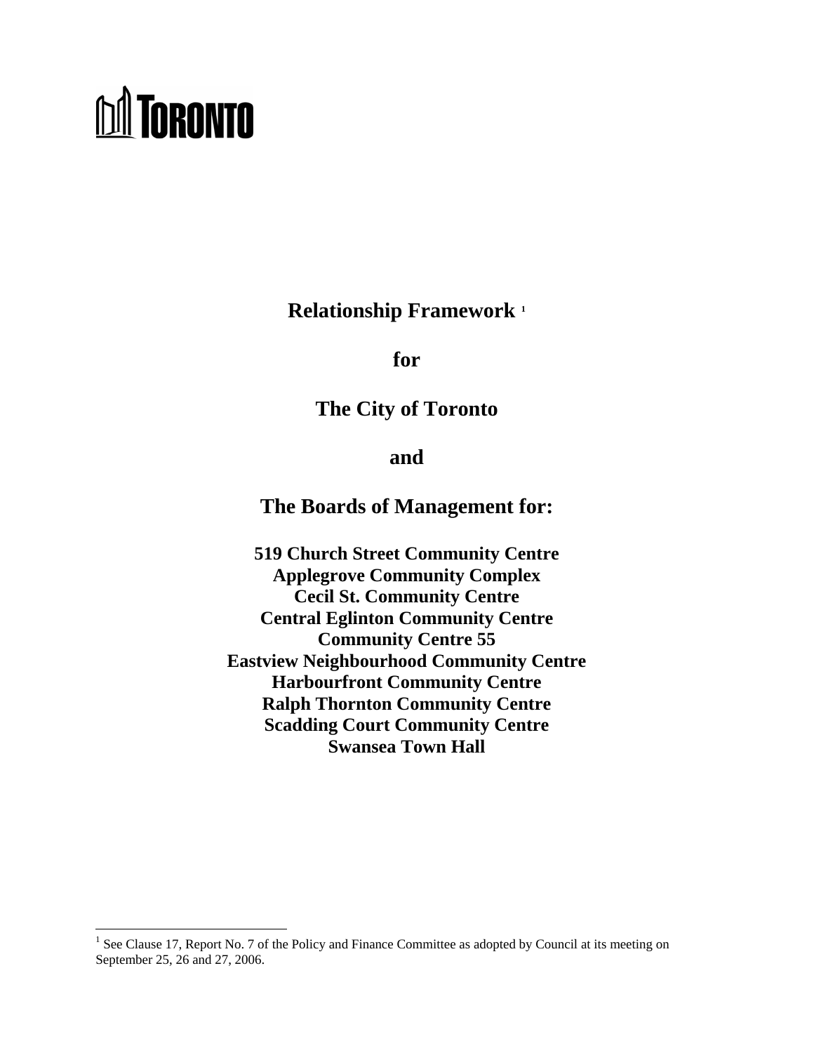TORONTO

# Relationship Framework [1]

## for

## The City of Toronto

## and

## The Boards of Management for:

**519 Church Street Community Centre**
**Applegrove Community Complex**
**Cecil St. Community Centre**
**Central Eglinton Community Centre**
**Community Centre 55**
**Eastview Neighbourhood Community Centre**
**Harbourfront Community Centre**
**Ralph Thornton Community Centre**
**Scadding Court Community Centre**
**Swansea Town Hall**

[1] See Clause 17, Report No. 7 of the Policy and Finance Committee as adopted by Council at its meeting on September 25, 26 and 27, 2006.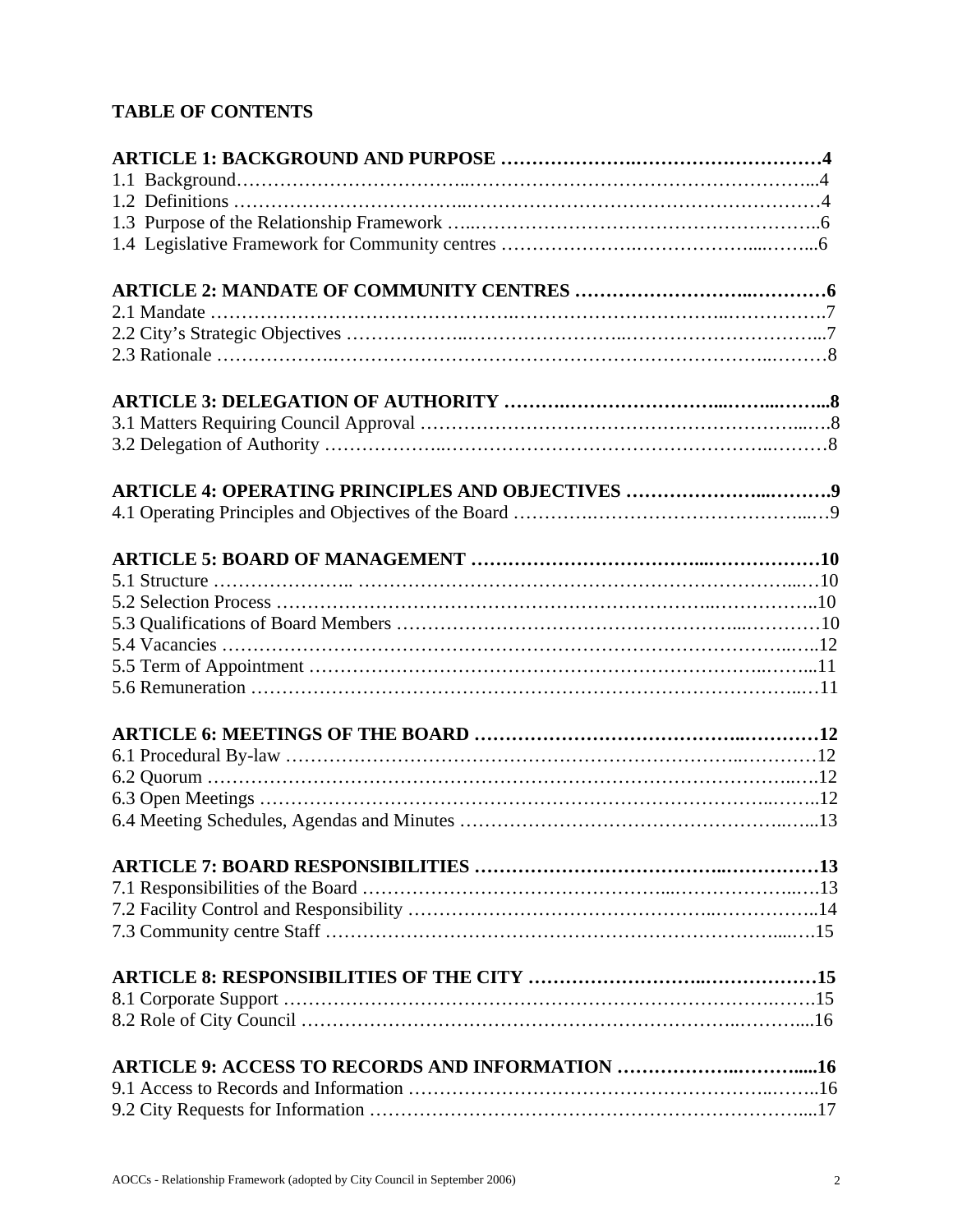## TABLE OF CONTENTS

**ARTICLE 1: BACKGROUND AND PURPOSE ……………….………………………4**
1.1 Background…………………………..……………………………………………..4
1.2 Definitions ……………………………..…………………………………………………4
1.3 Purpose of the Relationship Framework …..…………………………………………..6
1.4 Legislative Framework for Community centres ………………….………………...……...6

**ARTICLE 2: MANDATE OF COMMUNITY CENTRES ……………………..…………6**
2.1 Mandate ………………………………………..……………………………..…………….7
2.2 City's Strategic Objectives ………………..…………………….…………………………...7
2.3 Rationale ……………….…………………………………………………………..………8

**ARTICLE 3: DELEGATION OF AUTHORITY …………..…………………...……...……...8**
3.1 Matters Requiring Council Approval ……………………………………………………...….8
3.2 Delegation of Authority ………………..……………………………………………..………8

**ARTICLE 4: OPERATING PRINCIPLES AND OBJECTIVES ………………...……….9**
4.1 Operating Principles and Objectives of the Board …………..……………………………...…9

**ARTICLE 5: BOARD OF MANAGEMENT ……………………………...………………10**
5.1 Structure ………………….. ……………………………………………………………...…10
5.2 Selection Process ……………………………………………………..……………..10
5.3 Qualifications of Board Members ……………………………………………...…………10
5.4 Vacancies ………………………………………………………………………….…...…..12
5.5 Term of Appointment ………………………………………………………………..……...11
5.6 Remuneration ……………………………………………………………………………..…11

**ARTICLE 6: MEETINGS OF THE BOARD …………………………………..…………12**
6.1 Procedural By-law ………………………………………………………………..…………12
6.2 Quorum …………………………………………………………………………………..….12
6.3 Open Meetings …………………………………………………………………..……..12
6.4 Meeting Schedules, Agendas and Minutes ………………………………………..…...13

**ARTICLE 7: BOARD RESPONSIBILITIES ………………………………..……………13**
7.1 Responsibilities of the Board ……………………………………...………………...….13
7.2 Facility Control and Responsibility ……………………………………..……………..14
7.3 Community centre Staff ……………………………………………………………...….15

**ARTICLE 8: RESPONSIBILITIES OF THE CITY ……………………..………………15**
8.1 Corporate Support …………………………………………………………………….……15
8.2 Role of City Council ……………………………………………………….………....16

**ARTICLE 9: ACCESS TO RECORDS AND INFORMATION ………………..……….....16**
9.1 Access to Records and Information ……………………………………………..……..16
9.2 City Requests for Information ……………………………………………………………....17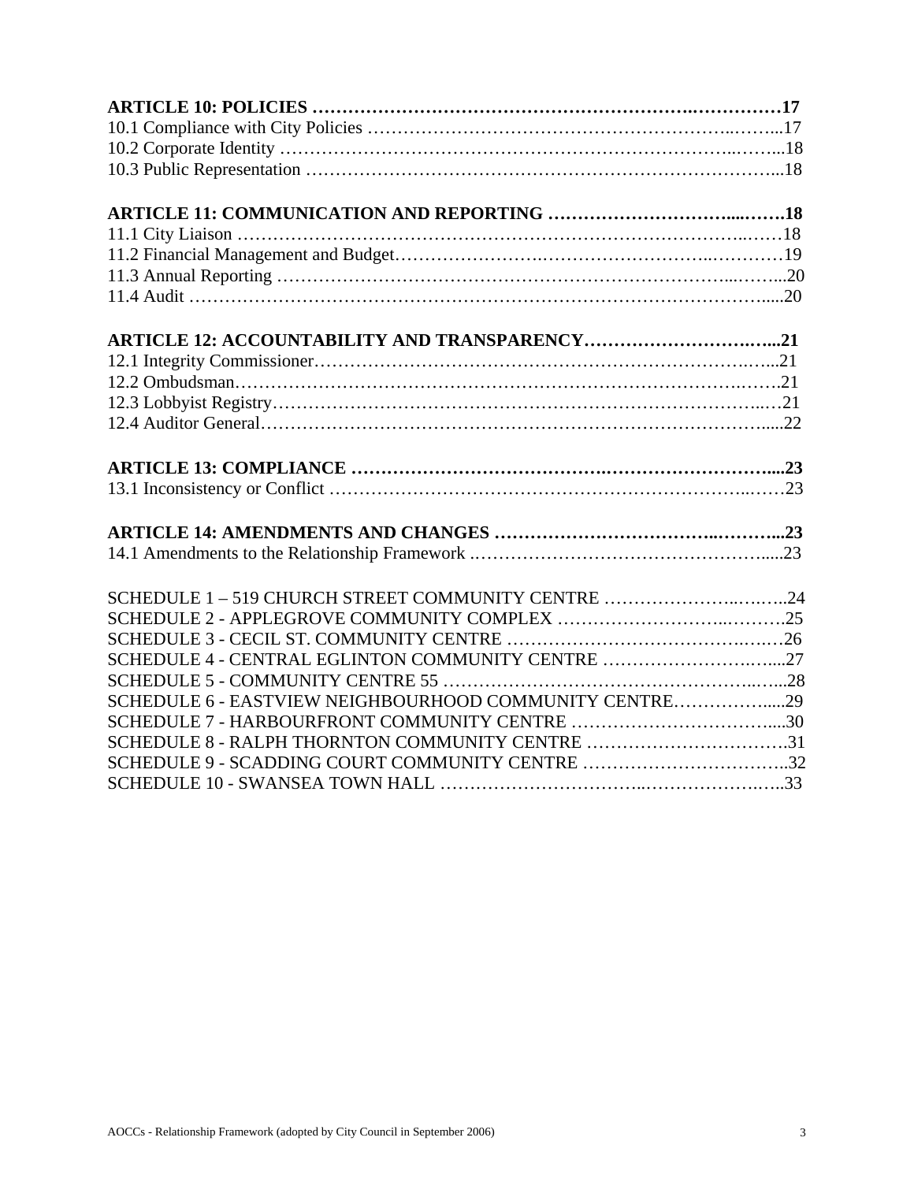**ARTICLE 10: POLICIES ……………………………………………………….……………17**
10.1 Compliance with City Policies ……………………………………………………..……...17
10.2 Corporate Identity ………………………………………………………………..……...18
10.3 Public Representation ……………………………………………………………………...18

**ARTICLE 11: COMMUNICATION AND REPORTING ………………………….....…….18**
11.1 City Liaison ….………………………………………………………………………..……18
11.2 Financial Management and Budget…………………….……………………..…………19
11.3 Annual Reporting ……………………………………………………………..……...20
11.4 Audit ………………………………………………………………………………….....20

**ARTICLE 12: ACCOUNTABILITY AND TRANSPARENCY……………………….…...21**
12.1 Integrity Commissioner………………………………………………………….…...21
12.2 Ombudsman……………………………………………………………………….…….21
12.3 Lobbyist Registry……………………………………………………………………..…21
12.4 Auditor General………………………………………………………………………....22

**ARTICLE 13: COMPLIANCE ……………………………….………………………….....23**
13.1 Inconsistency or Conflict …………………………………………………………..……23

**ARTICLE 14: AMENDMENTS AND CHANGES ……………………………..………...23**
14.1 Amendments to the Relationship Framework .…………………………………………....23

SCHEDULE 1 – 519 CHURCH STREET COMMUNITY CENTRE …………………..….…..24
SCHEDULE 2 - APPLEGROVE COMMUNITY COMPLEX ……………………..……….25
SCHEDULE 3 - CECIL ST. COMMUNITY CENTRE ……………………………………….26
SCHEDULE 4 - CENTRAL EGLINTON COMMUNITY CENTRE ….……………….…...27
SCHEDULE 5 - COMMUNITY CENTRE 55 ……………………………………..…...28
SCHEDULE 6 - EASTVIEW NEIGHBOURHOOD COMMUNITY CENTRE……………....29
SCHEDULE 7 - HARBOURFRONT COMMUNITY CENTRE ……………………………....30
SCHEDULE 8 - RALPH THORNTON COMMUNITY CENTRE …………………………….31
SCHEDULE 9 - SCADDING COURT COMMUNITY CENTRE ……………………………..32
SCHEDULE 10 - SWANSEA TOWN HALL …………………………..………………….…..33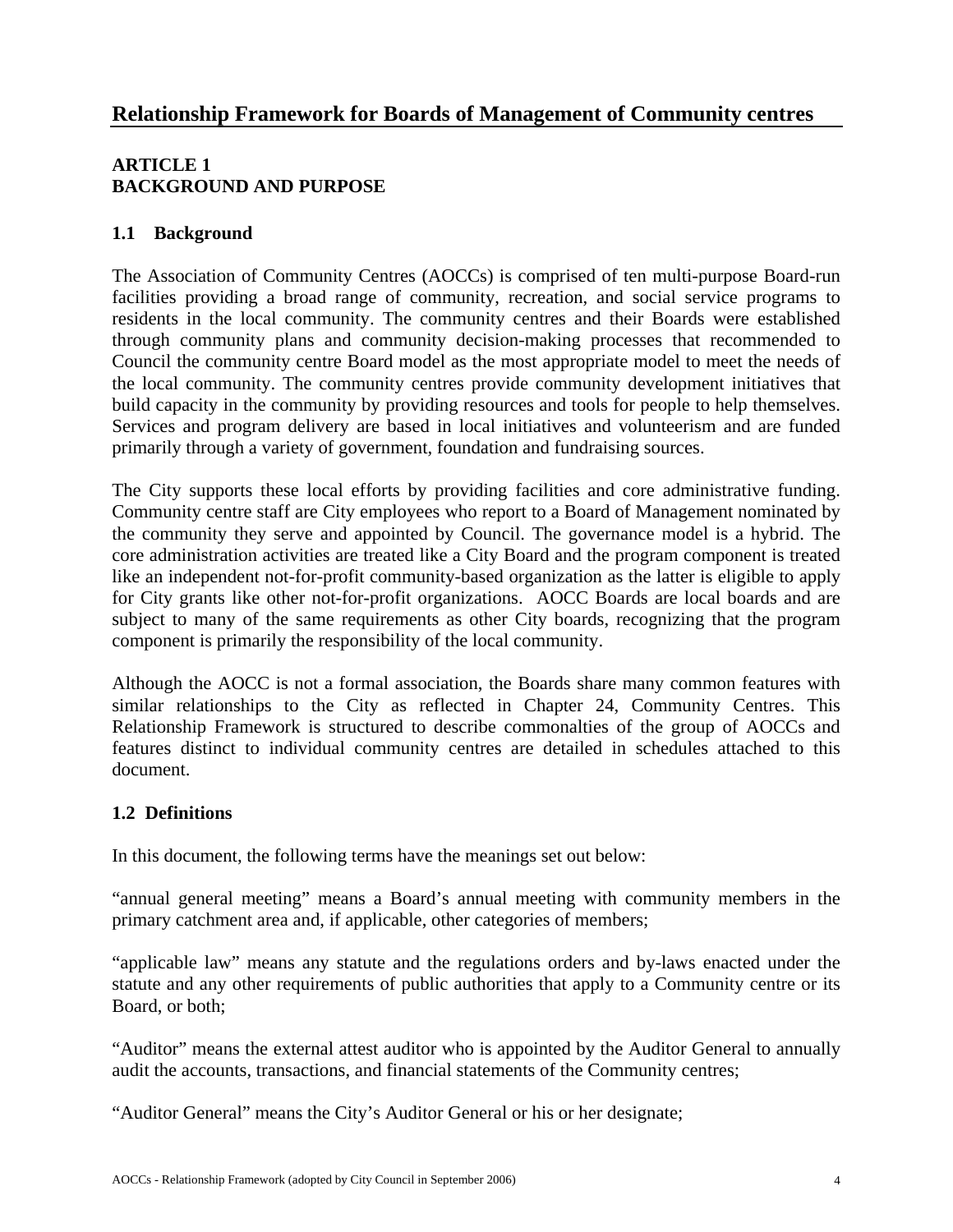# Relationship Framework for Boards of Management of Community centres

## ARTICLE 1
## BACKGROUND AND PURPOSE

### 1.1 Background

The Association of Community Centres (AOCCs) is comprised of ten multi-purpose Board-run facilities providing a broad range of community, recreation, and social service programs to residents in the local community. The community centres and their Boards were established through community plans and community decision-making processes that recommended to Council the community centre Board model as the most appropriate model to meet the needs of the local community. The community centres provide community development initiatives that build capacity in the community by providing resources and tools for people to help themselves. Services and program delivery are based in local initiatives and volunteerism and are funded primarily through a variety of government, foundation and fundraising sources.

The City supports these local efforts by providing facilities and core administrative funding. Community centre staff are City employees who report to a Board of Management nominated by the community they serve and appointed by Council. The governance model is a hybrid. The core administration activities are treated like a City Board and the program component is treated like an independent not-for-profit community-based organization as the latter is eligible to apply for City grants like other not-for-profit organizations. AOCC Boards are local boards and are subject to many of the same requirements as other City boards, recognizing that the program component is primarily the responsibility of the local community.

Although the AOCC is not a formal association, the Boards share many common features with similar relationships to the City as reflected in Chapter 24, Community Centres. This Relationship Framework is structured to describe commonalties of the group of AOCCs and features distinct to individual community centres are detailed in schedules attached to this document.

### 1.2 Definitions

In this document, the following terms have the meanings set out below:

"annual general meeting" means a Board's annual meeting with community members in the primary catchment area and, if applicable, other categories of members;

"applicable law" means any statute and the regulations orders and by-laws enacted under the statute and any other requirements of public authorities that apply to a Community centre or its Board, or both;

"Auditor" means the external attest auditor who is appointed by the Auditor General to annually audit the accounts, transactions, and financial statements of the Community centres;

"Auditor General" means the City's Auditor General or his or her designate;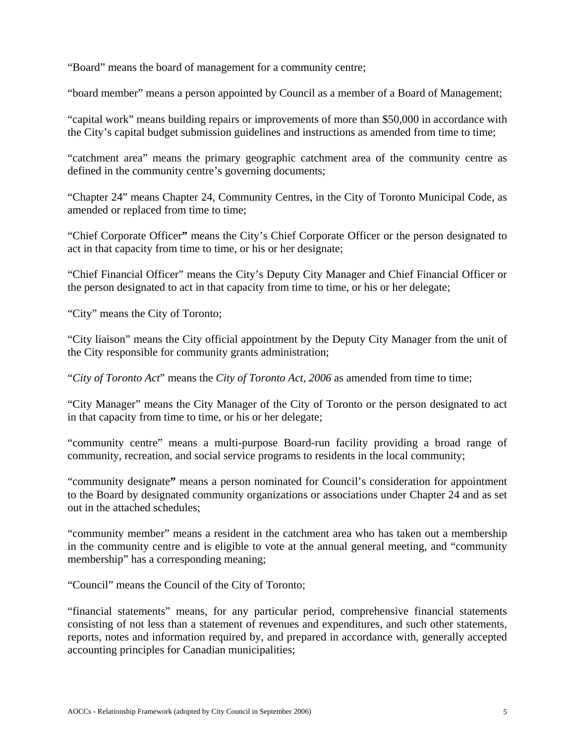"Board" means the board of management for a community centre;

"board member" means a person appointed by Council as a member of a Board of Management;

"capital work" means building repairs or improvements of more than $50,000 in accordance with the City's capital budget submission guidelines and instructions as amended from time to time;

"catchment area" means the primary geographic catchment area of the community centre as defined in the community centre's governing documents;

"Chapter 24" means Chapter 24, Community Centres, in the City of Toronto Municipal Code, as amended or replaced from time to time;

"Chief Corporate Officer**"** means the City's Chief Corporate Officer or the person designated to act in that capacity from time to time, or his or her designate;

"Chief Financial Officer" means the City's Deputy City Manager and Chief Financial Officer or the person designated to act in that capacity from time to time, or his or her delegate;

"City" means the City of Toronto;

"City liaison" means the City official appointment by the Deputy City Manager from the unit of the City responsible for community grants administration;

"*City of Toronto Act*" means the *City of Toronto Act, 2006* as amended from time to time;

"City Manager" means the City Manager of the City of Toronto or the person designated to act in that capacity from time to time, or his or her delegate;

"community centre" means a multi-purpose Board-run facility providing a broad range of community, recreation, and social service programs to residents in the local community;

"community designate**"** means a person nominated for Council's consideration for appointment to the Board by designated community organizations or associations under Chapter 24 and as set out in the attached schedules;

"community member" means a resident in the catchment area who has taken out a membership in the community centre and is eligible to vote at the annual general meeting, and "community membership" has a corresponding meaning;

"Council" means the Council of the City of Toronto;

"financial statements" means, for any particular period, comprehensive financial statements consisting of not less than a statement of revenues and expenditures, and such other statements, reports, notes and information required by, and prepared in accordance with, generally accepted accounting principles for Canadian municipalities;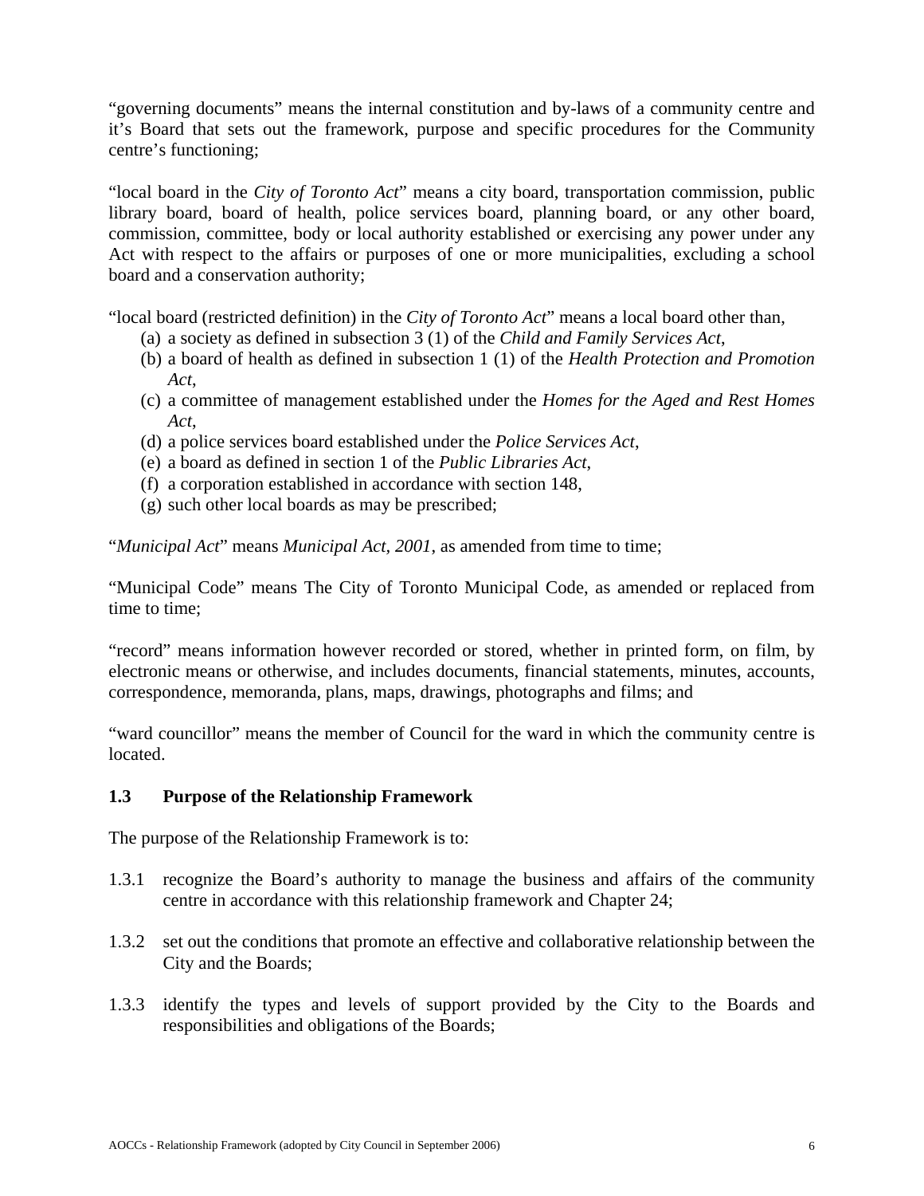"governing documents" means the internal constitution and by-laws of a community centre and it's Board that sets out the framework, purpose and specific procedures for the Community centre's functioning;

"local board in the *City of Toronto Act*" means a city board, transportation commission, public library board, board of health, police services board, planning board, or any other board, commission, committee, body or local authority established or exercising any power under any Act with respect to the affairs or purposes of one or more municipalities, excluding a school board and a conservation authority;

"local board (restricted definition) in the *City of Toronto Act*" means a local board other than,

(a) a society as defined in subsection 3 (1) of the *Child and Family Services Act*,
(b) a board of health as defined in subsection 1 (1) of the *Health Protection and Promotion Act*,
(c) a committee of management established under the *Homes for the Aged and Rest Homes Act*,
(d) a police services board established under the *Police Services Act*,
(e) a board as defined in section 1 of the *Public Libraries Act*,
(f) a corporation established in accordance with section 148,
(g) such other local boards as may be prescribed;

"*Municipal Act*" means *Municipal Act, 2001*, as amended from time to time;

"Municipal Code" means The City of Toronto Municipal Code, as amended or replaced from time to time;

"record" means information however recorded or stored, whether in printed form, on film, by electronic means or otherwise, and includes documents, financial statements, minutes, accounts, correspondence, memoranda, plans, maps, drawings, photographs and films; and

"ward councillor" means the member of Council for the ward in which the community centre is located.

### 1.3 Purpose of the Relationship Framework

The purpose of the Relationship Framework is to:

1.3.1 recognize the Board's authority to manage the business and affairs of the community centre in accordance with this relationship framework and Chapter 24;

1.3.2 set out the conditions that promote an effective and collaborative relationship between the City and the Boards;

1.3.3 identify the types and levels of support provided by the City to the Boards and responsibilities and obligations of the Boards;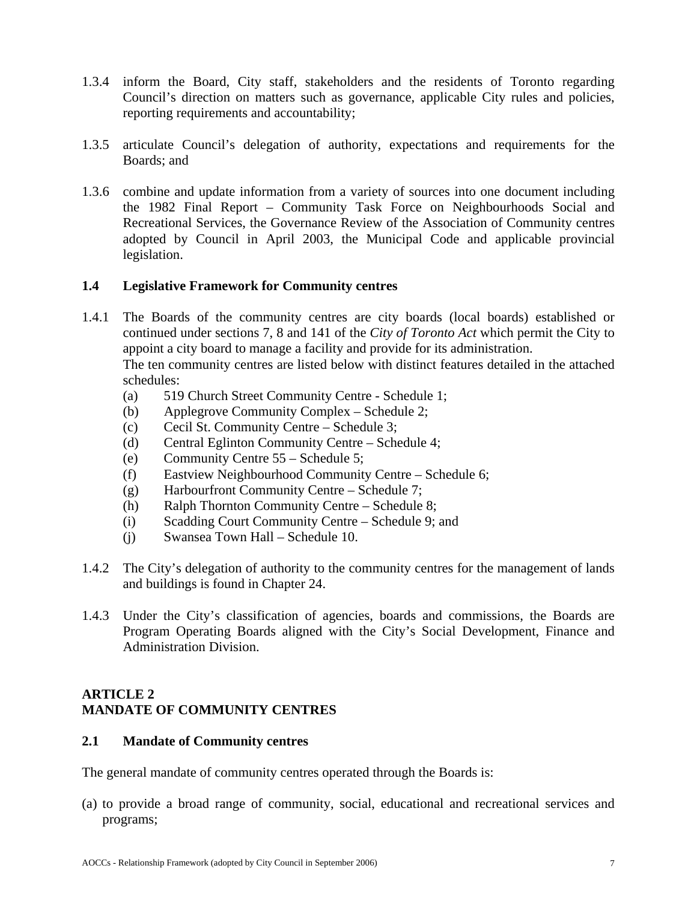1.3.4 inform the Board, City staff, stakeholders and the residents of Toronto regarding Council's direction on matters such as governance, applicable City rules and policies, reporting requirements and accountability;

1.3.5 articulate Council's delegation of authority, expectations and requirements for the Boards; and

1.3.6 combine and update information from a variety of sources into one document including the 1982 Final Report – Community Task Force on Neighbourhoods Social and Recreational Services, the Governance Review of the Association of Community centres adopted by Council in April 2003, the Municipal Code and applicable provincial legislation.

### 1.4 Legislative Framework for Community centres

1.4.1 The Boards of the community centres are city boards (local boards) established or continued under sections 7, 8 and 141 of the *City of Toronto Act* which permit the City to appoint a city board to manage a facility and provide for its administration.
The ten community centres are listed below with distinct features detailed in the attached schedules:

- (a) 519 Church Street Community Centre - Schedule 1;
- (b) Applegrove Community Complex – Schedule 2;
- (c) Cecil St. Community Centre – Schedule 3;
- (d) Central Eglinton Community Centre – Schedule 4;
- (e) Community Centre 55 – Schedule 5;
- (f) Eastview Neighbourhood Community Centre – Schedule 6;
- (g) Harbourfront Community Centre – Schedule 7;
- (h) Ralph Thornton Community Centre – Schedule 8;
- (i) Scadding Court Community Centre – Schedule 9; and
- (j) Swansea Town Hall – Schedule 10.

1.4.2 The City's delegation of authority to the community centres for the management of lands and buildings is found in Chapter 24.

1.4.3 Under the City's classification of agencies, boards and commissions, the Boards are Program Operating Boards aligned with the City's Social Development, Finance and Administration Division.

## ARTICLE 2
## MANDATE OF COMMUNITY CENTRES

### 2.1 Mandate of Community centres

The general mandate of community centres operated through the Boards is:

(a) to provide a broad range of community, social, educational and recreational services and programs;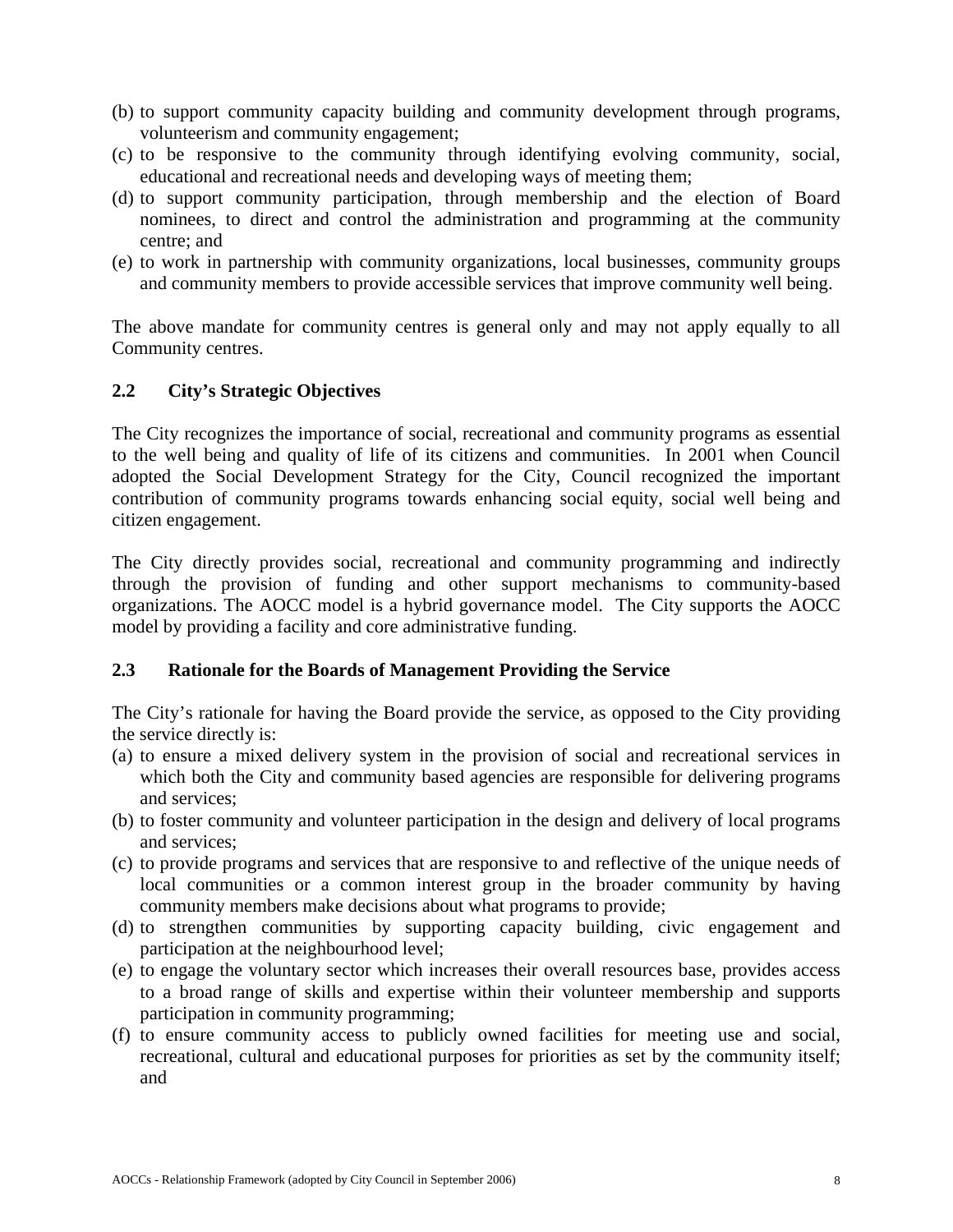(b) to support community capacity building and community development through programs, volunteerism and community engagement;
(c) to be responsive to the community through identifying evolving community, social, educational and recreational needs and developing ways of meeting them;
(d) to support community participation, through membership and the election of Board nominees, to direct and control the administration and programming at the community centre; and
(e) to work in partnership with community organizations, local businesses, community groups and community members to provide accessible services that improve community well being.

The above mandate for community centres is general only and may not apply equally to all Community centres.

## 2.2 City's Strategic Objectives

The City recognizes the importance of social, recreational and community programs as essential to the well being and quality of life of its citizens and communities. In 2001 when Council adopted the Social Development Strategy for the City, Council recognized the important contribution of community programs towards enhancing social equity, social well being and citizen engagement.

The City directly provides social, recreational and community programming and indirectly through the provision of funding and other support mechanisms to community-based organizations. The AOCC model is a hybrid governance model. The City supports the AOCC model by providing a facility and core administrative funding.

## 2.3 Rationale for the Boards of Management Providing the Service

The City's rationale for having the Board provide the service, as opposed to the City providing the service directly is:

(a) to ensure a mixed delivery system in the provision of social and recreational services in which both the City and community based agencies are responsible for delivering programs and services;
(b) to foster community and volunteer participation in the design and delivery of local programs and services;
(c) to provide programs and services that are responsive to and reflective of the unique needs of local communities or a common interest group in the broader community by having community members make decisions about what programs to provide;
(d) to strengthen communities by supporting capacity building, civic engagement and participation at the neighbourhood level;
(e) to engage the voluntary sector which increases their overall resources base, provides access to a broad range of skills and expertise within their volunteer membership and supports participation in community programming;
(f) to ensure community access to publicly owned facilities for meeting use and social, recreational, cultural and educational purposes for priorities as set by the community itself; and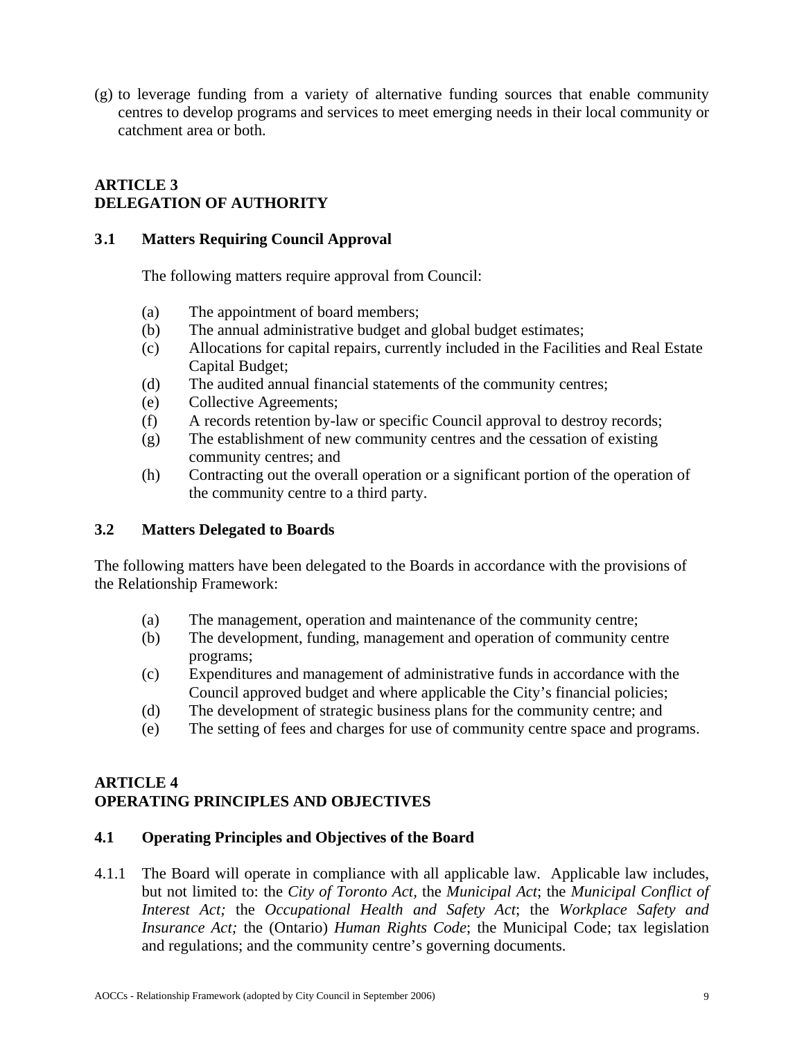(g) to leverage funding from a variety of alternative funding sources that enable community centres to develop programs and services to meet emerging needs in their local community or catchment area or both.

## ARTICLE 3
## DELEGATION OF AUTHORITY

### 3.1 Matters Requiring Council Approval

The following matters require approval from Council:

(a) The appointment of board members;
(b) The annual administrative budget and global budget estimates;
(c) Allocations for capital repairs, currently included in the Facilities and Real Estate Capital Budget;
(d) The audited annual financial statements of the community centres;
(e) Collective Agreements;
(f) A records retention by-law or specific Council approval to destroy records;
(g) The establishment of new community centres and the cessation of existing community centres; and
(h) Contracting out the overall operation or a significant portion of the operation of the community centre to a third party.

### 3.2 Matters Delegated to Boards

The following matters have been delegated to the Boards in accordance with the provisions of the Relationship Framework:

(a) The management, operation and maintenance of the community centre;
(b) The development, funding, management and operation of community centre programs;
(c) Expenditures and management of administrative funds in accordance with the Council approved budget and where applicable the City's financial policies;
(d) The development of strategic business plans for the community centre; and
(e) The setting of fees and charges for use of community centre space and programs.

## ARTICLE 4
## OPERATING PRINCIPLES AND OBJECTIVES

### 4.1 Operating Principles and Objectives of the Board

4.1.1 The Board will operate in compliance with all applicable law. Applicable law includes, but not limited to: the *City of Toronto Act*, the *Municipal Act*; the *Municipal Conflict of Interest Act;* the *Occupational Health and Safety Act*; the *Workplace Safety and Insurance Act;* the (Ontario) *Human Rights Code*; the Municipal Code; tax legislation and regulations; and the community centre's governing documents.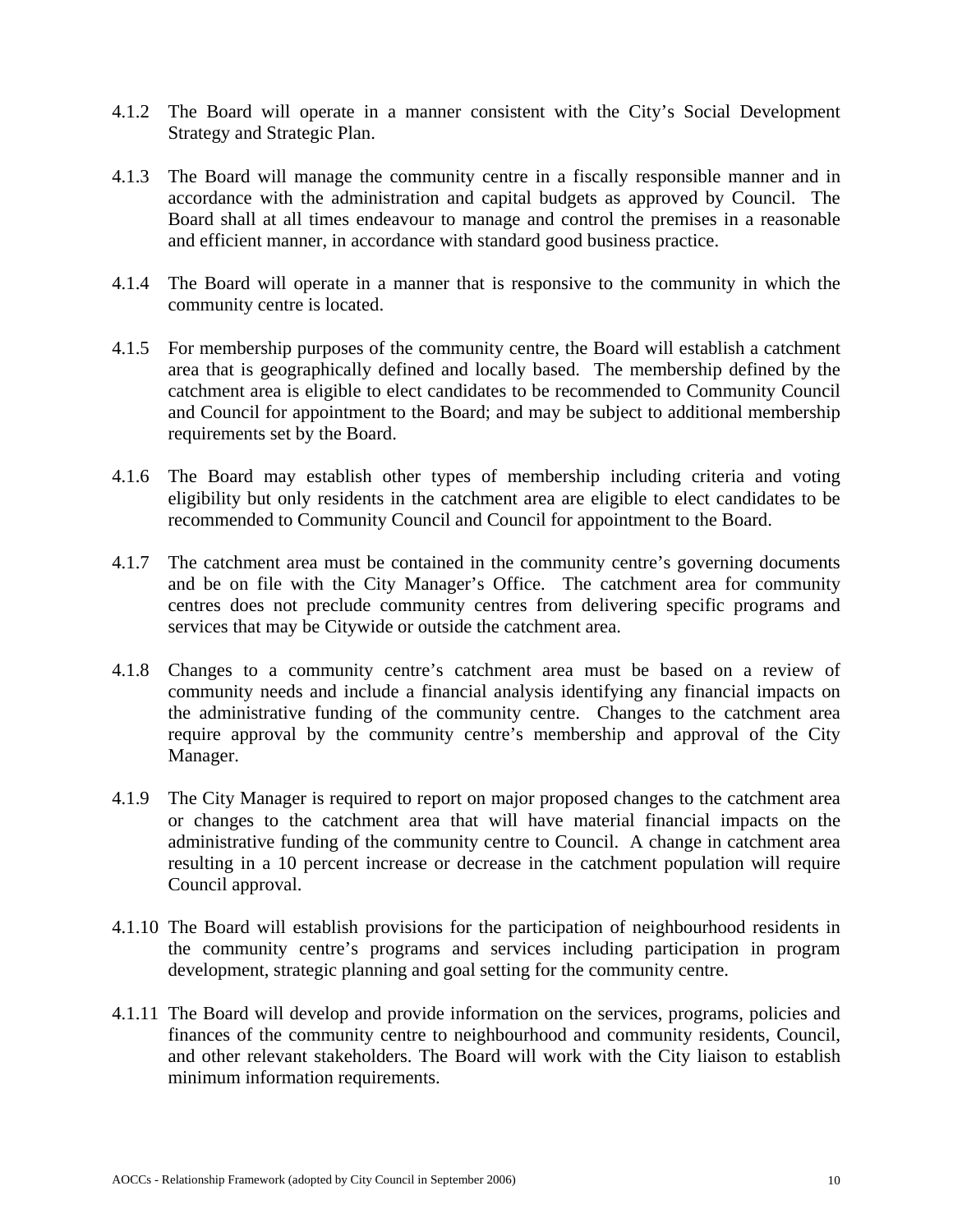4.1.2 The Board will operate in a manner consistent with the City's Social Development Strategy and Strategic Plan.

4.1.3 The Board will manage the community centre in a fiscally responsible manner and in accordance with the administration and capital budgets as approved by Council. The Board shall at all times endeavour to manage and control the premises in a reasonable and efficient manner, in accordance with standard good business practice.

4.1.4 The Board will operate in a manner that is responsive to the community in which the community centre is located.

4.1.5 For membership purposes of the community centre, the Board will establish a catchment area that is geographically defined and locally based. The membership defined by the catchment area is eligible to elect candidates to be recommended to Community Council and Council for appointment to the Board; and may be subject to additional membership requirements set by the Board.

4.1.6 The Board may establish other types of membership including criteria and voting eligibility but only residents in the catchment area are eligible to elect candidates to be recommended to Community Council and Council for appointment to the Board.

4.1.7 The catchment area must be contained in the community centre's governing documents and be on file with the City Manager's Office. The catchment area for community centres does not preclude community centres from delivering specific programs and services that may be Citywide or outside the catchment area.

4.1.8 Changes to a community centre's catchment area must be based on a review of community needs and include a financial analysis identifying any financial impacts on the administrative funding of the community centre. Changes to the catchment area require approval by the community centre's membership and approval of the City Manager.

4.1.9 The City Manager is required to report on major proposed changes to the catchment area or changes to the catchment area that will have material financial impacts on the administrative funding of the community centre to Council. A change in catchment area resulting in a 10 percent increase or decrease in the catchment population will require Council approval.

4.1.10 The Board will establish provisions for the participation of neighbourhood residents in the community centre's programs and services including participation in program development, strategic planning and goal setting for the community centre.

4.1.11 The Board will develop and provide information on the services, programs, policies and finances of the community centre to neighbourhood and community residents, Council, and other relevant stakeholders. The Board will work with the City liaison to establish minimum information requirements.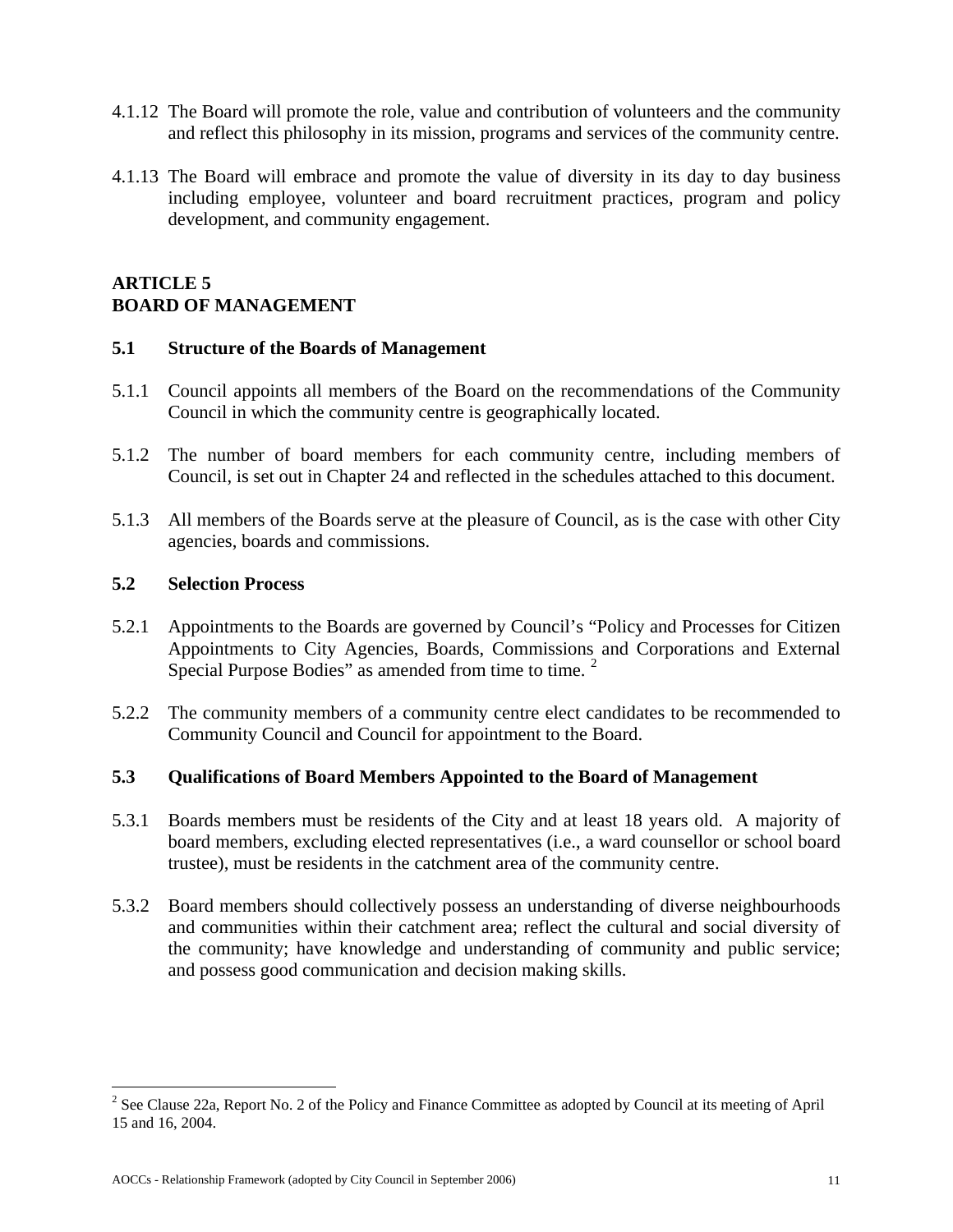4.1.12 The Board will promote the role, value and contribution of volunteers and the community and reflect this philosophy in its mission, programs and services of the community centre.

4.1.13 The Board will embrace and promote the value of diversity in its day to day business including employee, volunteer and board recruitment practices, program and policy development, and community engagement.

## ARTICLE 5
## BOARD OF MANAGEMENT

### 5.1 Structure of the Boards of Management

5.1.1 Council appoints all members of the Board on the recommendations of the Community Council in which the community centre is geographically located.

5.1.2 The number of board members for each community centre, including members of Council, is set out in Chapter 24 and reflected in the schedules attached to this document.

5.1.3 All members of the Boards serve at the pleasure of Council, as is the case with other City agencies, boards and commissions.

### 5.2 Selection Process

5.2.1 Appointments to the Boards are governed by Council's "Policy and Processes for Citizen Appointments to City Agencies, Boards, Commissions and Corporations and External Special Purpose Bodies" as amended from time to time. [2]

5.2.2 The community members of a community centre elect candidates to be recommended to Community Council and Council for appointment to the Board.

### 5.3 Qualifications of Board Members Appointed to the Board of Management

5.3.1 Boards members must be residents of the City and at least 18 years old. A majority of board members, excluding elected representatives (i.e., a ward counsellor or school board trustee), must be residents in the catchment area of the community centre.

5.3.2 Board members should collectively possess an understanding of diverse neighbourhoods and communities within their catchment area; reflect the cultural and social diversity of the community; have knowledge and understanding of community and public service; and possess good communication and decision making skills.

---

[2] See Clause 22a, Report No. 2 of the Policy and Finance Committee as adopted by Council at its meeting of April 15 and 16, 2004.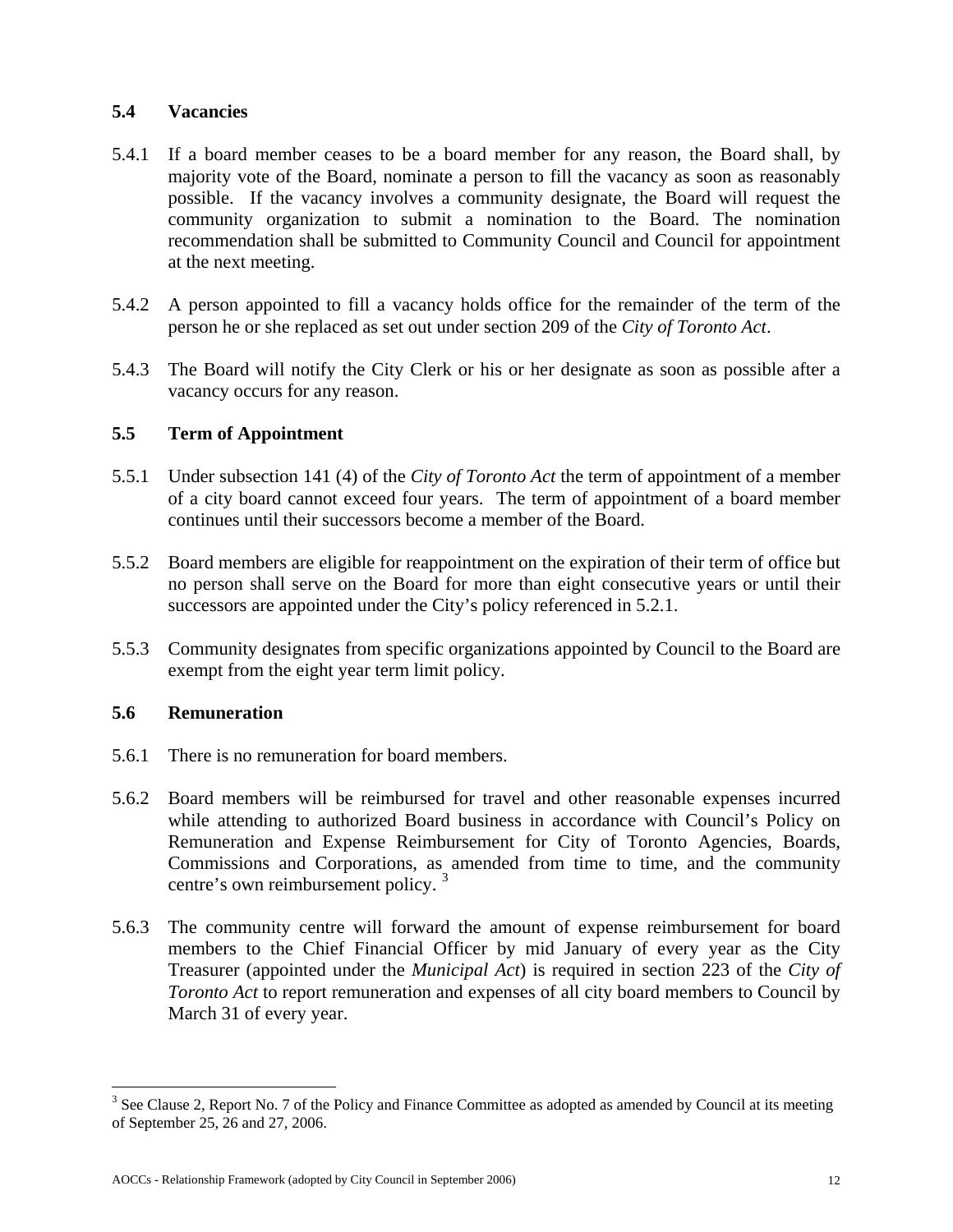### 5.4 Vacancies

5.4.1 If a board member ceases to be a board member for any reason, the Board shall, by majority vote of the Board, nominate a person to fill the vacancy as soon as reasonably possible. If the vacancy involves a community designate, the Board will request the community organization to submit a nomination to the Board. The nomination recommendation shall be submitted to Community Council and Council for appointment at the next meeting.

5.4.2 A person appointed to fill a vacancy holds office for the remainder of the term of the person he or she replaced as set out under section 209 of the *City of Toronto Act*.

5.4.3 The Board will notify the City Clerk or his or her designate as soon as possible after a vacancy occurs for any reason.

### 5.5 Term of Appointment

5.5.1 Under subsection 141 (4) of the *City of Toronto Act* the term of appointment of a member of a city board cannot exceed four years. The term of appointment of a board member continues until their successors become a member of the Board.

5.5.2 Board members are eligible for reappointment on the expiration of their term of office but no person shall serve on the Board for more than eight consecutive years or until their successors are appointed under the City's policy referenced in 5.2.1.

5.5.3 Community designates from specific organizations appointed by Council to the Board are exempt from the eight year term limit policy.

### 5.6 Remuneration

5.6.1 There is no remuneration for board members.

5.6.2 Board members will be reimbursed for travel and other reasonable expenses incurred while attending to authorized Board business in accordance with Council's Policy on Remuneration and Expense Reimbursement for City of Toronto Agencies, Boards, Commissions and Corporations, as amended from time to time, and the community centre's own reimbursement policy. [3]

5.6.3 The community centre will forward the amount of expense reimbursement for board members to the Chief Financial Officer by mid January of every year as the City Treasurer (appointed under the *Municipal Act*) is required in section 223 of the *City of Toronto Act* to report remuneration and expenses of all city board members to Council by March 31 of every year.

---

[3] See Clause 2, Report No. 7 of the Policy and Finance Committee as adopted as amended by Council at its meeting of September 25, 26 and 27, 2006.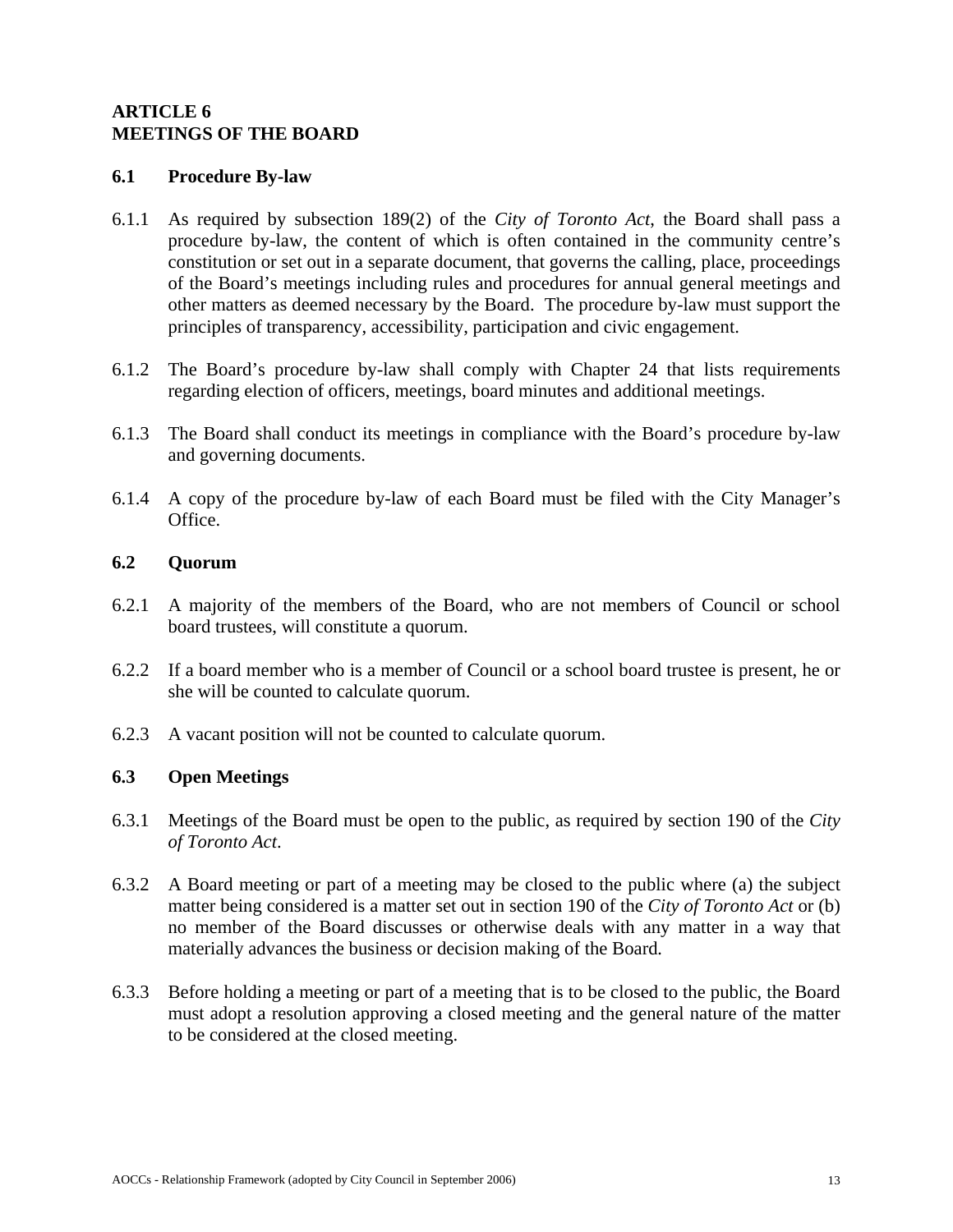## ARTICLE 6
## MEETINGS OF THE BOARD

### 6.1 Procedure By-law

6.1.1 As required by subsection 189(2) of the *City of Toronto Act*, the Board shall pass a procedure by-law, the content of which is often contained in the community centre's constitution or set out in a separate document, that governs the calling, place, proceedings of the Board's meetings including rules and procedures for annual general meetings and other matters as deemed necessary by the Board. The procedure by-law must support the principles of transparency, accessibility, participation and civic engagement.

6.1.2 The Board's procedure by-law shall comply with Chapter 24 that lists requirements regarding election of officers, meetings, board minutes and additional meetings.

6.1.3 The Board shall conduct its meetings in compliance with the Board's procedure by-law and governing documents.

6.1.4 A copy of the procedure by-law of each Board must be filed with the City Manager's Office.

### 6.2 Quorum

6.2.1 A majority of the members of the Board, who are not members of Council or school board trustees, will constitute a quorum.

6.2.2 If a board member who is a member of Council or a school board trustee is present, he or she will be counted to calculate quorum.

6.2.3 A vacant position will not be counted to calculate quorum.

### 6.3 Open Meetings

6.3.1 Meetings of the Board must be open to the public, as required by section 190 of the *City of Toronto Act*.

6.3.2 A Board meeting or part of a meeting may be closed to the public where (a) the subject matter being considered is a matter set out in section 190 of the *City of Toronto Act* or (b) no member of the Board discusses or otherwise deals with any matter in a way that materially advances the business or decision making of the Board.

6.3.3 Before holding a meeting or part of a meeting that is to be closed to the public, the Board must adopt a resolution approving a closed meeting and the general nature of the matter to be considered at the closed meeting.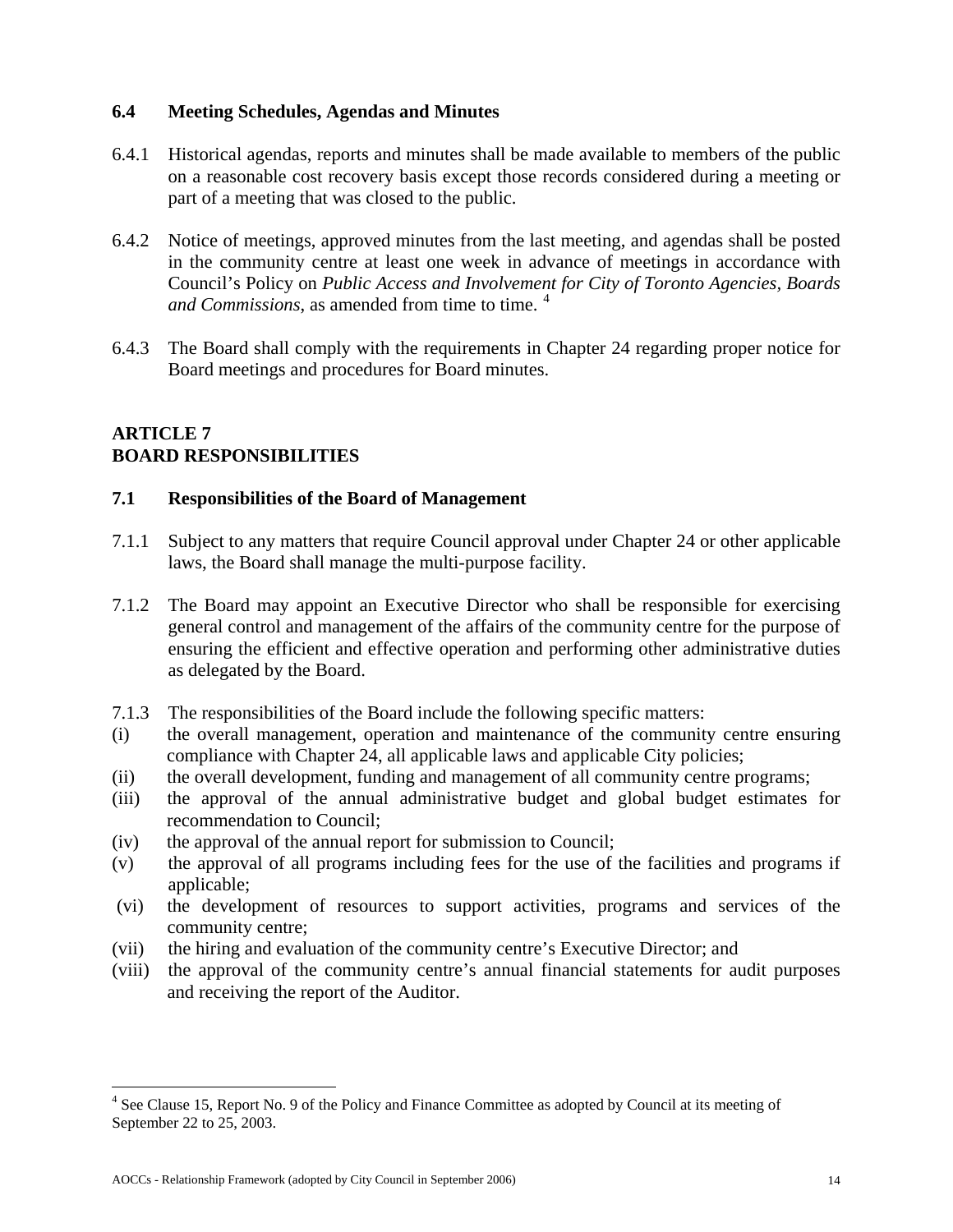### 6.4 Meeting Schedules, Agendas and Minutes

6.4.1 Historical agendas, reports and minutes shall be made available to members of the public on a reasonable cost recovery basis except those records considered during a meeting or part of a meeting that was closed to the public.

6.4.2 Notice of meetings, approved minutes from the last meeting, and agendas shall be posted in the community centre at least one week in advance of meetings in accordance with Council's Policy on *Public Access and Involvement for City of Toronto Agencies, Boards and Commissions*, as amended from time to time. [4]

6.4.3 The Board shall comply with the requirements in Chapter 24 regarding proper notice for Board meetings and procedures for Board minutes.

## ARTICLE 7
## BOARD RESPONSIBILITIES

### 7.1 Responsibilities of the Board of Management

7.1.1 Subject to any matters that require Council approval under Chapter 24 or other applicable laws, the Board shall manage the multi-purpose facility.

7.1.2 The Board may appoint an Executive Director who shall be responsible for exercising general control and management of the affairs of the community centre for the purpose of ensuring the efficient and effective operation and performing other administrative duties as delegated by the Board.

7.1.3 The responsibilities of the Board include the following specific matters:

(i) the overall management, operation and maintenance of the community centre ensuring compliance with Chapter 24, all applicable laws and applicable City policies;

(ii) the overall development, funding and management of all community centre programs;

(iii) the approval of the annual administrative budget and global budget estimates for recommendation to Council;

(iv) the approval of the annual report for submission to Council;

(v) the approval of all programs including fees for the use of the facilities and programs if applicable;

(vi) the development of resources to support activities, programs and services of the community centre;

(vii) the hiring and evaluation of the community centre's Executive Director; and

(viii) the approval of the community centre's annual financial statements for audit purposes and receiving the report of the Auditor.

---

[4] See Clause 15, Report No. 9 of the Policy and Finance Committee as adopted by Council at its meeting of September 22 to 25, 2003.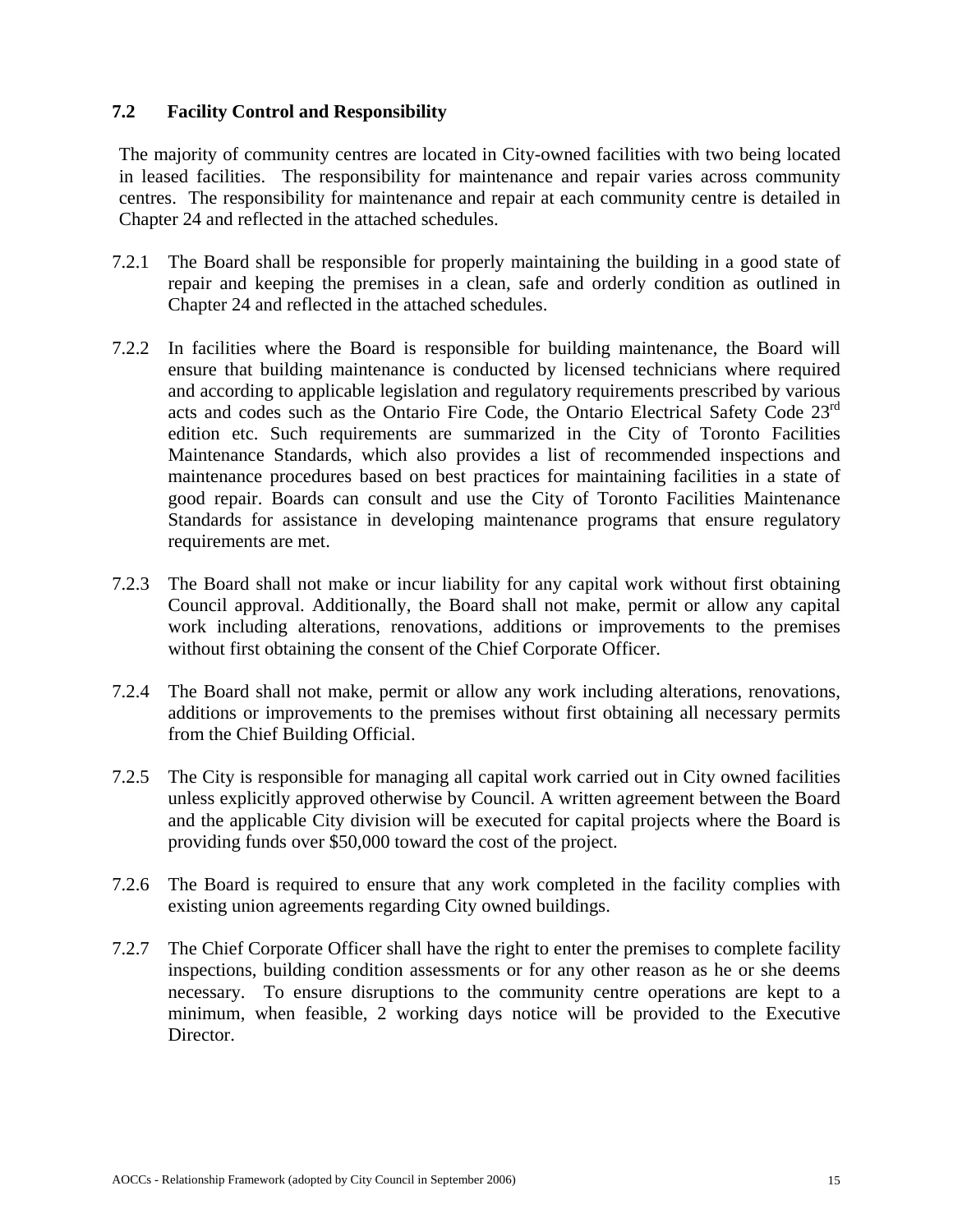### 7.2 Facility Control and Responsibility

The majority of community centres are located in City-owned facilities with two being located in leased facilities. The responsibility for maintenance and repair varies across community centres. The responsibility for maintenance and repair at each community centre is detailed in Chapter 24 and reflected in the attached schedules.

7.2.1 The Board shall be responsible for properly maintaining the building in a good state of repair and keeping the premises in a clean, safe and orderly condition as outlined in Chapter 24 and reflected in the attached schedules.

7.2.2 In facilities where the Board is responsible for building maintenance, the Board will ensure that building maintenance is conducted by licensed technicians where required and according to applicable legislation and regulatory requirements prescribed by various acts and codes such as the Ontario Fire Code, the Ontario Electrical Safety Code 23rd edition etc. Such requirements are summarized in the City of Toronto Facilities Maintenance Standards, which also provides a list of recommended inspections and maintenance procedures based on best practices for maintaining facilities in a state of good repair. Boards can consult and use the City of Toronto Facilities Maintenance Standards for assistance in developing maintenance programs that ensure regulatory requirements are met.

7.2.3 The Board shall not make or incur liability for any capital work without first obtaining Council approval. Additionally, the Board shall not make, permit or allow any capital work including alterations, renovations, additions or improvements to the premises without first obtaining the consent of the Chief Corporate Officer.

7.2.4 The Board shall not make, permit or allow any work including alterations, renovations, additions or improvements to the premises without first obtaining all necessary permits from the Chief Building Official.

7.2.5 The City is responsible for managing all capital work carried out in City owned facilities unless explicitly approved otherwise by Council. A written agreement between the Board and the applicable City division will be executed for capital projects where the Board is providing funds over $50,000 toward the cost of the project.

7.2.6 The Board is required to ensure that any work completed in the facility complies with existing union agreements regarding City owned buildings.

7.2.7 The Chief Corporate Officer shall have the right to enter the premises to complete facility inspections, building condition assessments or for any other reason as he or she deems necessary. To ensure disruptions to the community centre operations are kept to a minimum, when feasible, 2 working days notice will be provided to the Executive Director.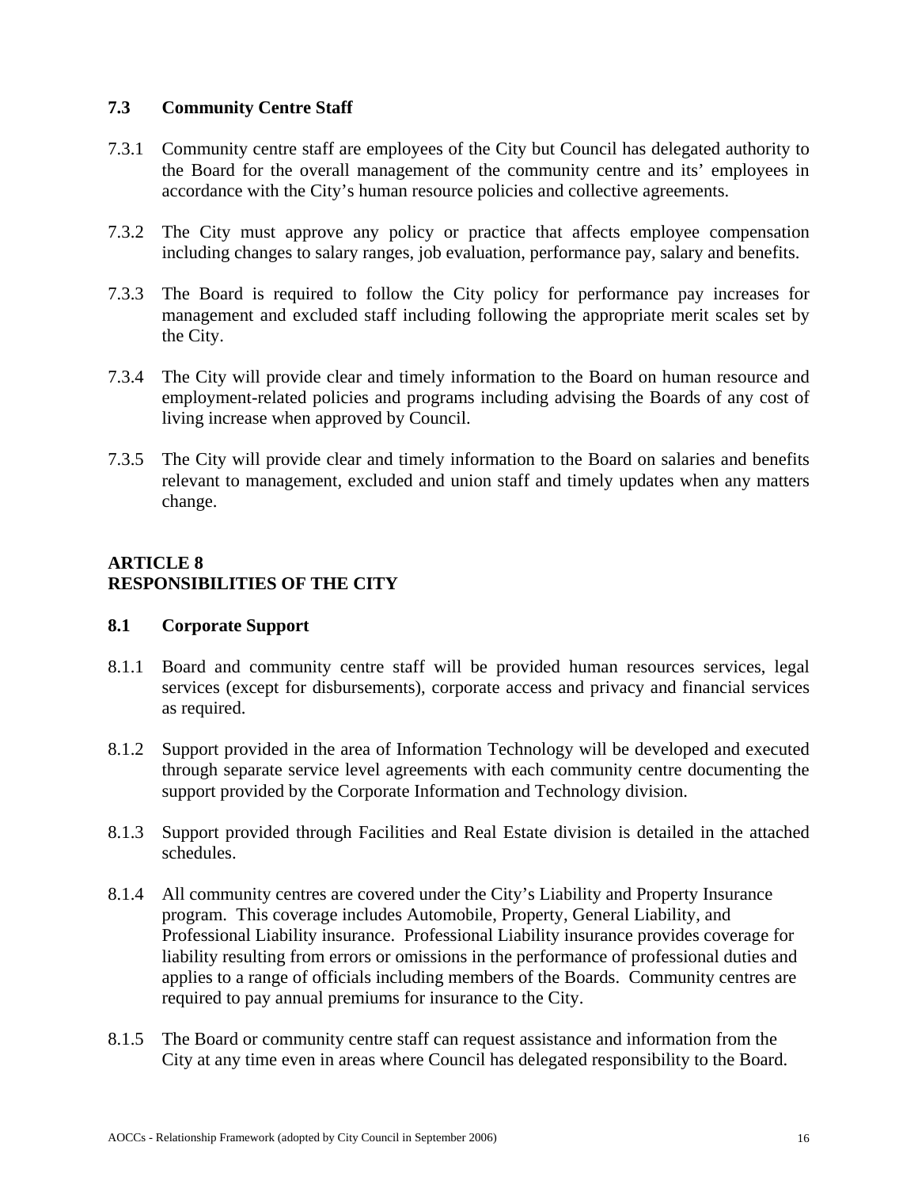### 7.3 Community Centre Staff

7.3.1 Community centre staff are employees of the City but Council has delegated authority to the Board for the overall management of the community centre and its' employees in accordance with the City's human resource policies and collective agreements.

7.3.2 The City must approve any policy or practice that affects employee compensation including changes to salary ranges, job evaluation, performance pay, salary and benefits.

7.3.3 The Board is required to follow the City policy for performance pay increases for management and excluded staff including following the appropriate merit scales set by the City.

7.3.4 The City will provide clear and timely information to the Board on human resource and employment-related policies and programs including advising the Boards of any cost of living increase when approved by Council.

7.3.5 The City will provide clear and timely information to the Board on salaries and benefits relevant to management, excluded and union staff and timely updates when any matters change.

## ARTICLE 8
## RESPONSIBILITIES OF THE CITY

### 8.1 Corporate Support

8.1.1 Board and community centre staff will be provided human resources services, legal services (except for disbursements), corporate access and privacy and financial services as required.

8.1.2 Support provided in the area of Information Technology will be developed and executed through separate service level agreements with each community centre documenting the support provided by the Corporate Information and Technology division.

8.1.3 Support provided through Facilities and Real Estate division is detailed in the attached schedules.

8.1.4 All community centres are covered under the City's Liability and Property Insurance program. This coverage includes Automobile, Property, General Liability, and Professional Liability insurance. Professional Liability insurance provides coverage for liability resulting from errors or omissions in the performance of professional duties and applies to a range of officials including members of the Boards. Community centres are required to pay annual premiums for insurance to the City.

8.1.5 The Board or community centre staff can request assistance and information from the City at any time even in areas where Council has delegated responsibility to the Board.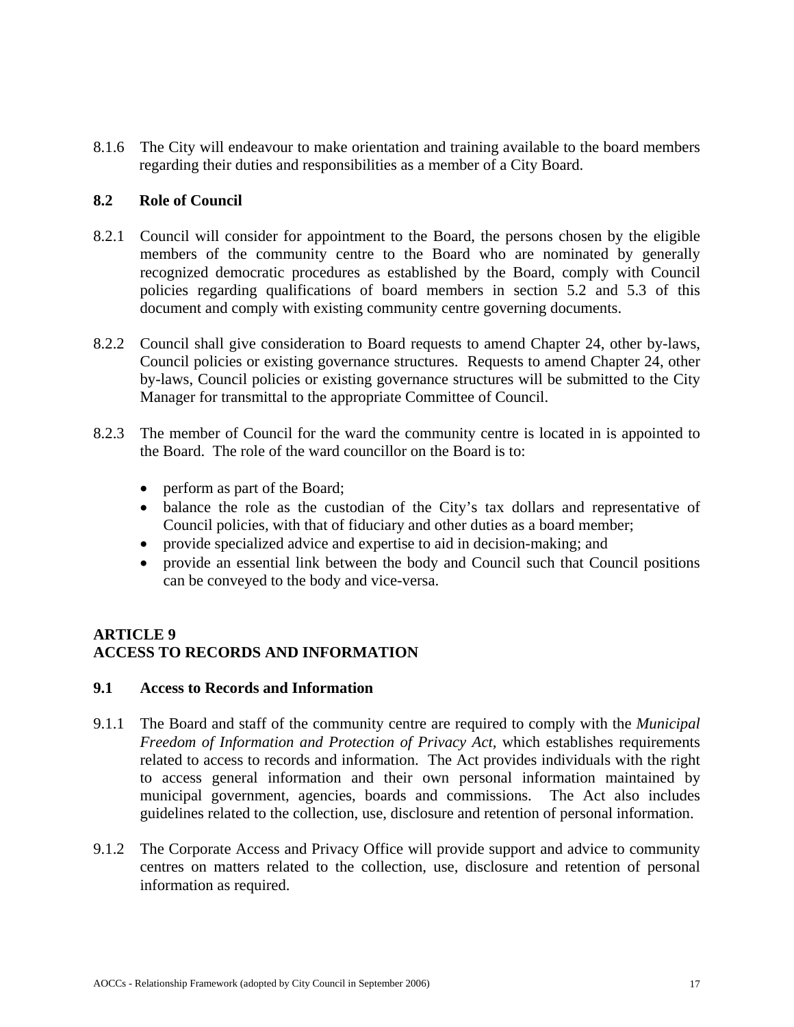8.1.6 The City will endeavour to make orientation and training available to the board members regarding their duties and responsibilities as a member of a City Board.

### 8.2 Role of Council

8.2.1 Council will consider for appointment to the Board, the persons chosen by the eligible members of the community centre to the Board who are nominated by generally recognized democratic procedures as established by the Board, comply with Council policies regarding qualifications of board members in section 5.2 and 5.3 of this document and comply with existing community centre governing documents.

8.2.2 Council shall give consideration to Board requests to amend Chapter 24, other by-laws, Council policies or existing governance structures. Requests to amend Chapter 24, other by-laws, Council policies or existing governance structures will be submitted to the City Manager for transmittal to the appropriate Committee of Council.

8.2.3 The member of Council for the ward the community centre is located in is appointed to the Board. The role of the ward councillor on the Board is to:

- perform as part of the Board;
- balance the role as the custodian of the City's tax dollars and representative of Council policies, with that of fiduciary and other duties as a board member;
- provide specialized advice and expertise to aid in decision-making; and
- provide an essential link between the body and Council such that Council positions can be conveyed to the body and vice-versa.

## ARTICLE 9
## ACCESS TO RECORDS AND INFORMATION

### 9.1 Access to Records and Information

9.1.1 The Board and staff of the community centre are required to comply with the *Municipal Freedom of Information and Protection of Privacy Act*, which establishes requirements related to access to records and information. The Act provides individuals with the right to access general information and their own personal information maintained by municipal government, agencies, boards and commissions. The Act also includes guidelines related to the collection, use, disclosure and retention of personal information.

9.1.2 The Corporate Access and Privacy Office will provide support and advice to community centres on matters related to the collection, use, disclosure and retention of personal information as required.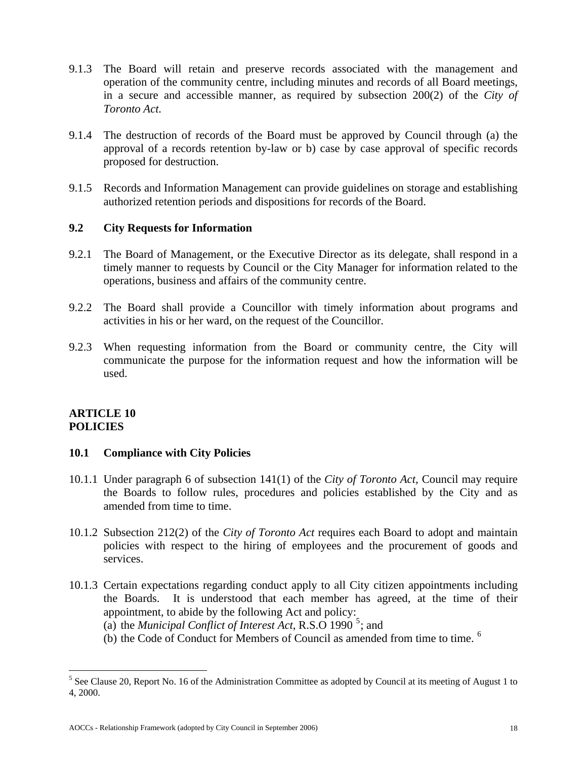9.1.3 The Board will retain and preserve records associated with the management and operation of the community centre, including minutes and records of all Board meetings, in a secure and accessible manner, as required by subsection 200(2) of the *City of Toronto Act.*

9.1.4 The destruction of records of the Board must be approved by Council through (a) the approval of a records retention by-law or b) case by case approval of specific records proposed for destruction.

9.1.5 Records and Information Management can provide guidelines on storage and establishing authorized retention periods and dispositions for records of the Board.

### 9.2 City Requests for Information

9.2.1 The Board of Management, or the Executive Director as its delegate, shall respond in a timely manner to requests by Council or the City Manager for information related to the operations, business and affairs of the community centre.

9.2.2 The Board shall provide a Councillor with timely information about programs and activities in his or her ward, on the request of the Councillor.

9.2.3 When requesting information from the Board or community centre, the City will communicate the purpose for the information request and how the information will be used.

## ARTICLE 10
## POLICIES

### 10.1 Compliance with City Policies

10.1.1 Under paragraph 6 of subsection 141(1) of the *City of Toronto Act*, Council may require the Boards to follow rules, procedures and policies established by the City and as amended from time to time.

10.1.2 Subsection 212(2) of the *City of Toronto Act* requires each Board to adopt and maintain policies with respect to the hiring of employees and the procurement of goods and services.

10.1.3 Certain expectations regarding conduct apply to all City citizen appointments including the Boards. It is understood that each member has agreed, at the time of their appointment, to abide by the following Act and policy:

(a) the *Municipal Conflict of Interest Act*, R.S.O 1990 [5]; and

(b) the Code of Conduct for Members of Council as amended from time to time. [6]

---

[5] See Clause 20, Report No. 16 of the Administration Committee as adopted by Council at its meeting of August 1 to 4, 2000.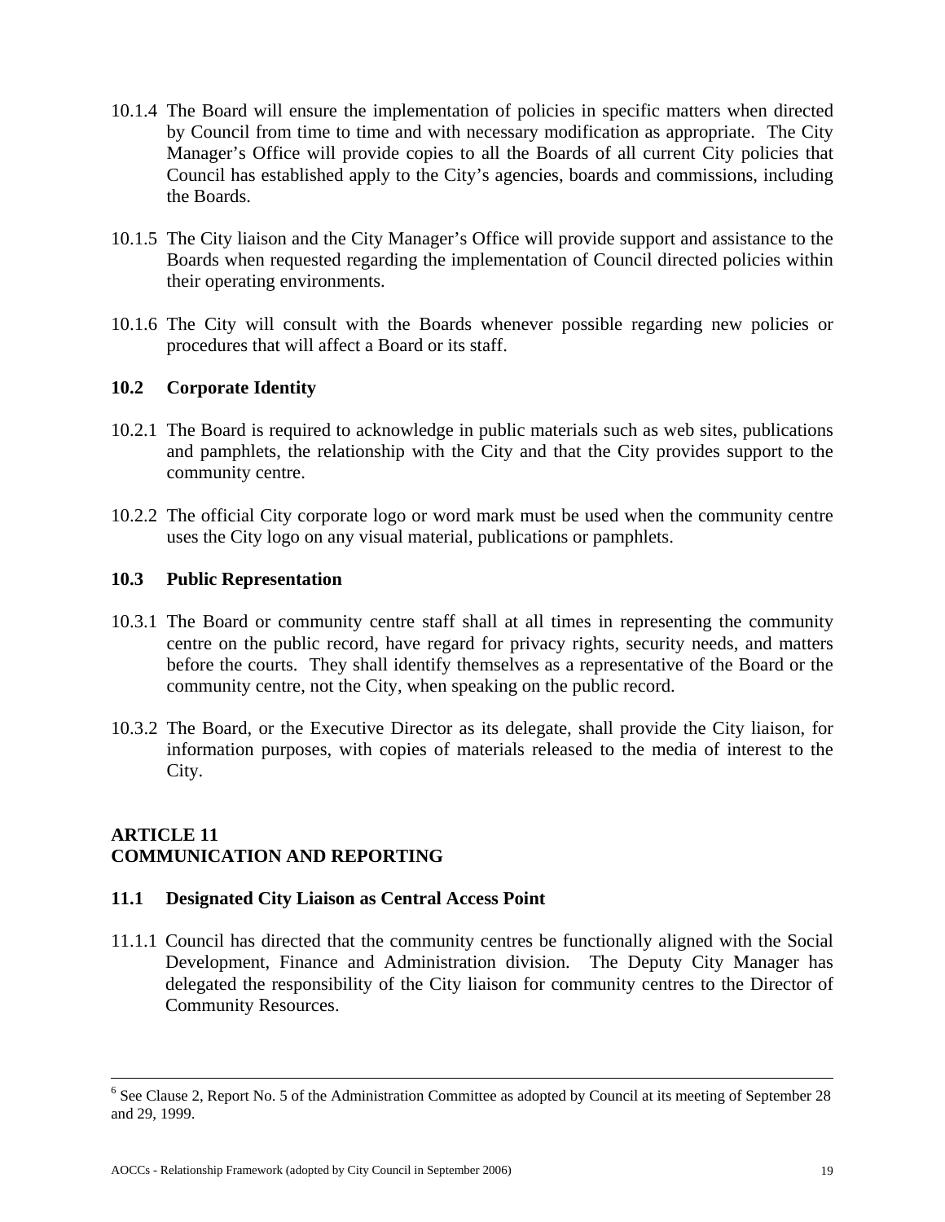10.1.4 The Board will ensure the implementation of policies in specific matters when directed by Council from time to time and with necessary modification as appropriate. The City Manager's Office will provide copies to all the Boards of all current City policies that Council has established apply to the City's agencies, boards and commissions, including the Boards.

10.1.5 The City liaison and the City Manager's Office will provide support and assistance to the Boards when requested regarding the implementation of Council directed policies within their operating environments.

10.1.6 The City will consult with the Boards whenever possible regarding new policies or procedures that will affect a Board or its staff.

### 10.2 Corporate Identity

10.2.1 The Board is required to acknowledge in public materials such as web sites, publications and pamphlets, the relationship with the City and that the City provides support to the community centre.

10.2.2 The official City corporate logo or word mark must be used when the community centre uses the City logo on any visual material, publications or pamphlets.

### 10.3 Public Representation

10.3.1 The Board or community centre staff shall at all times in representing the community centre on the public record, have regard for privacy rights, security needs, and matters before the courts. They shall identify themselves as a representative of the Board or the community centre, not the City, when speaking on the public record.

10.3.2 The Board, or the Executive Director as its delegate, shall provide the City liaison, for information purposes, with copies of materials released to the media of interest to the City.

## ARTICLE 11
## COMMUNICATION AND REPORTING

### 11.1 Designated City Liaison as Central Access Point

11.1.1 Council has directed that the community centres be functionally aligned with the Social Development, Finance and Administration division. The Deputy City Manager has delegated the responsibility of the City liaison for community centres to the Director of Community Resources.

---

[6] See Clause 2, Report No. 5 of the Administration Committee as adopted by Council at its meeting of September 28 and 29, 1999.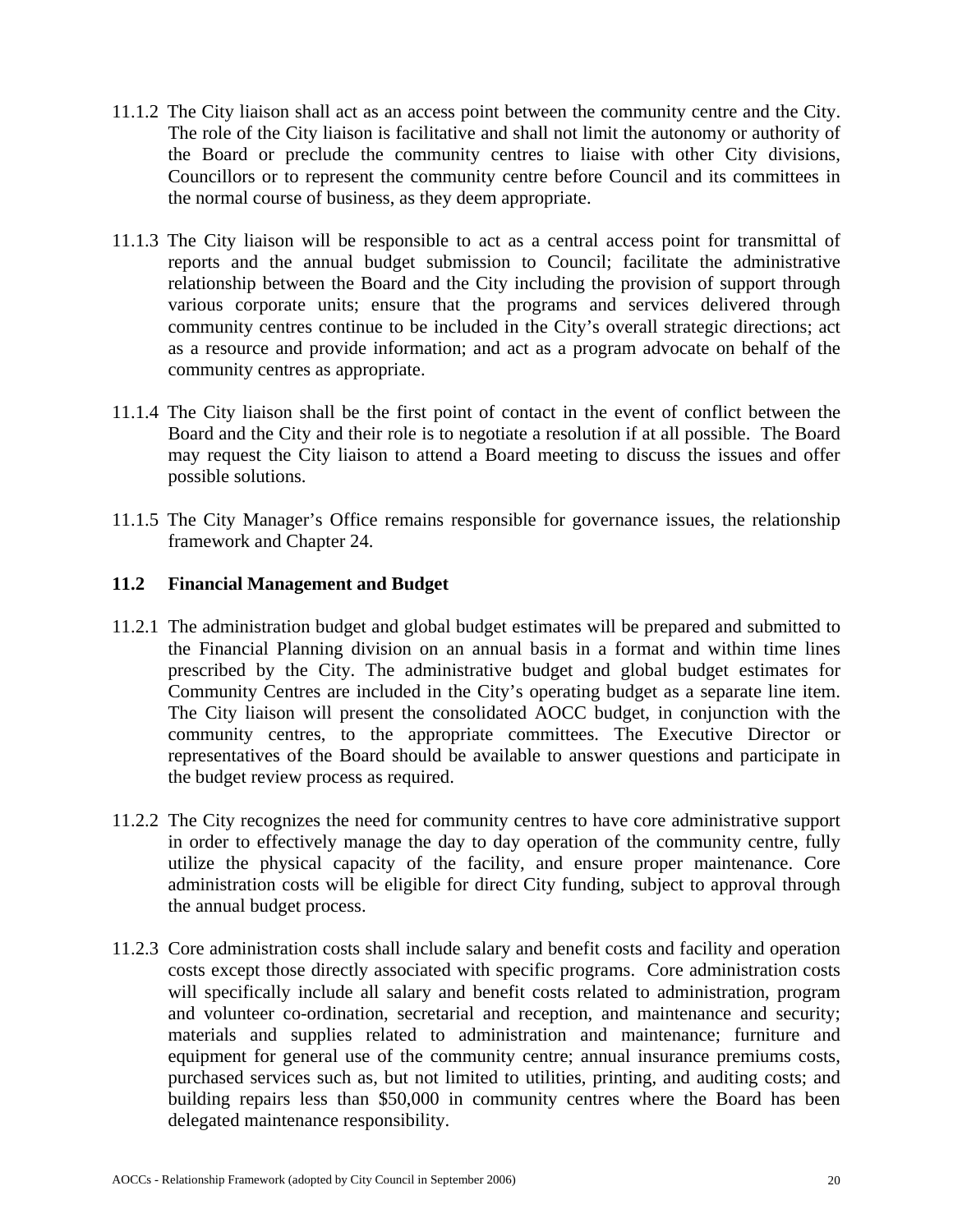11.1.2 The City liaison shall act as an access point between the community centre and the City. The role of the City liaison is facilitative and shall not limit the autonomy or authority of the Board or preclude the community centres to liaise with other City divisions, Councillors or to represent the community centre before Council and its committees in the normal course of business, as they deem appropriate.

11.1.3 The City liaison will be responsible to act as a central access point for transmittal of reports and the annual budget submission to Council; facilitate the administrative relationship between the Board and the City including the provision of support through various corporate units; ensure that the programs and services delivered through community centres continue to be included in the City's overall strategic directions; act as a resource and provide information; and act as a program advocate on behalf of the community centres as appropriate.

11.1.4 The City liaison shall be the first point of contact in the event of conflict between the Board and the City and their role is to negotiate a resolution if at all possible. The Board may request the City liaison to attend a Board meeting to discuss the issues and offer possible solutions.

11.1.5 The City Manager's Office remains responsible for governance issues, the relationship framework and Chapter 24.

### 11.2 Financial Management and Budget

11.2.1 The administration budget and global budget estimates will be prepared and submitted to the Financial Planning division on an annual basis in a format and within time lines prescribed by the City. The administrative budget and global budget estimates for Community Centres are included in the City's operating budget as a separate line item. The City liaison will present the consolidated AOCC budget, in conjunction with the community centres, to the appropriate committees. The Executive Director or representatives of the Board should be available to answer questions and participate in the budget review process as required.

11.2.2 The City recognizes the need for community centres to have core administrative support in order to effectively manage the day to day operation of the community centre, fully utilize the physical capacity of the facility, and ensure proper maintenance. Core administration costs will be eligible for direct City funding, subject to approval through the annual budget process.

11.2.3 Core administration costs shall include salary and benefit costs and facility and operation costs except those directly associated with specific programs. Core administration costs will specifically include all salary and benefit costs related to administration, program and volunteer co-ordination, secretarial and reception, and maintenance and security; materials and supplies related to administration and maintenance; furniture and equipment for general use of the community centre; annual insurance premiums costs, purchased services such as, but not limited to utilities, printing, and auditing costs; and building repairs less than $50,000 in community centres where the Board has been delegated maintenance responsibility.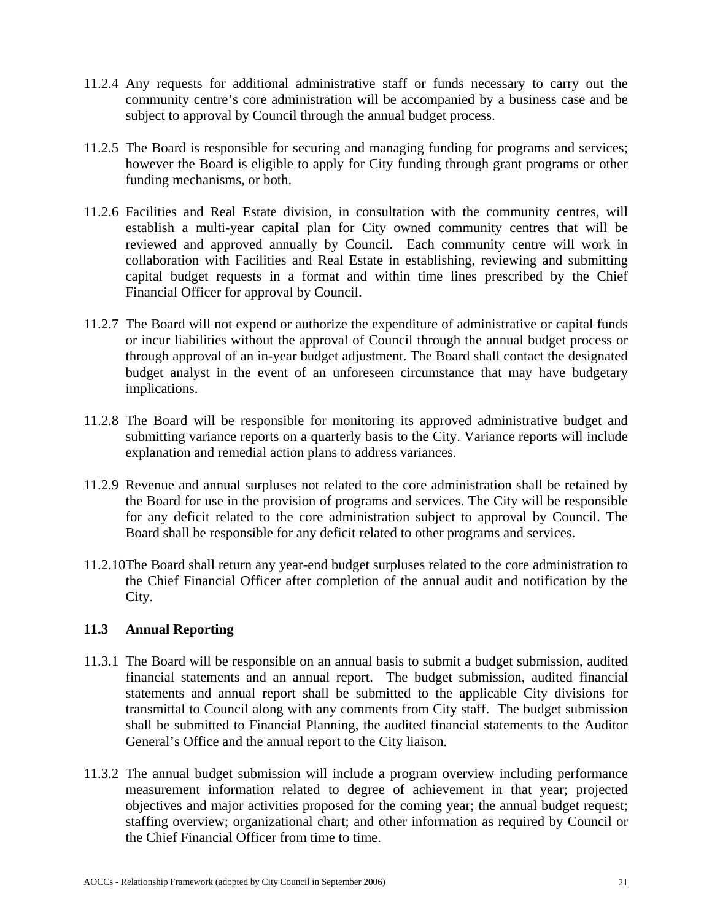11.2.4 Any requests for additional administrative staff or funds necessary to carry out the community centre's core administration will be accompanied by a business case and be subject to approval by Council through the annual budget process.

11.2.5 The Board is responsible for securing and managing funding for programs and services; however the Board is eligible to apply for City funding through grant programs or other funding mechanisms, or both.

11.2.6 Facilities and Real Estate division, in consultation with the community centres, will establish a multi-year capital plan for City owned community centres that will be reviewed and approved annually by Council. Each community centre will work in collaboration with Facilities and Real Estate in establishing, reviewing and submitting capital budget requests in a format and within time lines prescribed by the Chief Financial Officer for approval by Council.

11.2.7 The Board will not expend or authorize the expenditure of administrative or capital funds or incur liabilities without the approval of Council through the annual budget process or through approval of an in-year budget adjustment. The Board shall contact the designated budget analyst in the event of an unforeseen circumstance that may have budgetary implications.

11.2.8 The Board will be responsible for monitoring its approved administrative budget and submitting variance reports on a quarterly basis to the City. Variance reports will include explanation and remedial action plans to address variances.

11.2.9 Revenue and annual surpluses not related to the core administration shall be retained by the Board for use in the provision of programs and services. The City will be responsible for any deficit related to the core administration subject to approval by Council. The Board shall be responsible for any deficit related to other programs and services.

11.2.10 The Board shall return any year-end budget surpluses related to the core administration to the Chief Financial Officer after completion of the annual audit and notification by the City.

### 11.3 Annual Reporting

11.3.1 The Board will be responsible on an annual basis to submit a budget submission, audited financial statements and an annual report. The budget submission, audited financial statements and annual report shall be submitted to the applicable City divisions for transmittal to Council along with any comments from City staff. The budget submission shall be submitted to Financial Planning, the audited financial statements to the Auditor General's Office and the annual report to the City liaison.

11.3.2 The annual budget submission will include a program overview including performance measurement information related to degree of achievement in that year; projected objectives and major activities proposed for the coming year; the annual budget request; staffing overview; organizational chart; and other information as required by Council or the Chief Financial Officer from time to time.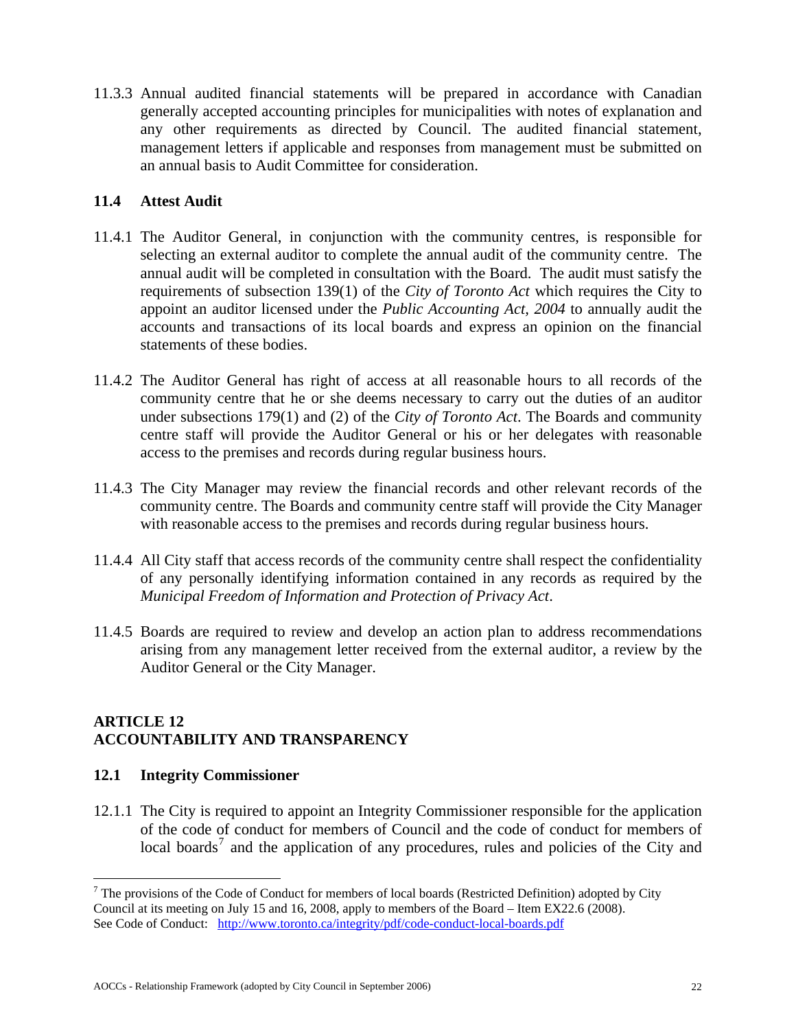11.3.3 Annual audited financial statements will be prepared in accordance with Canadian generally accepted accounting principles for municipalities with notes of explanation and any other requirements as directed by Council. The audited financial statement, management letters if applicable and responses from management must be submitted on an annual basis to Audit Committee for consideration.

### 11.4 Attest Audit

11.4.1 The Auditor General, in conjunction with the community centres, is responsible for selecting an external auditor to complete the annual audit of the community centre. The annual audit will be completed in consultation with the Board. The audit must satisfy the requirements of subsection 139(1) of the *City of Toronto Act* which requires the City to appoint an auditor licensed under the *Public Accounting Act, 2004* to annually audit the accounts and transactions of its local boards and express an opinion on the financial statements of these bodies.

11.4.2 The Auditor General has right of access at all reasonable hours to all records of the community centre that he or she deems necessary to carry out the duties of an auditor under subsections 179(1) and (2) of the *City of Toronto Act*. The Boards and community centre staff will provide the Auditor General or his or her delegates with reasonable access to the premises and records during regular business hours.

11.4.3 The City Manager may review the financial records and other relevant records of the community centre. The Boards and community centre staff will provide the City Manager with reasonable access to the premises and records during regular business hours.

11.4.4 All City staff that access records of the community centre shall respect the confidentiality of any personally identifying information contained in any records as required by the *Municipal Freedom of Information and Protection of Privacy Act*.

11.4.5 Boards are required to review and develop an action plan to address recommendations arising from any management letter received from the external auditor, a review by the Auditor General or the City Manager.

## ARTICLE 12
## ACCOUNTABILITY AND TRANSPARENCY

### 12.1 Integrity Commissioner

12.1.1 The City is required to appoint an Integrity Commissioner responsible for the application of the code of conduct for members of Council and the code of conduct for members of local boards[7] and the application of any procedures, rules and policies of the City and

[7] The provisions of the Code of Conduct for members of local boards (Restricted Definition) adopted by City Council at its meeting on July 15 and 16, 2008, apply to members of the Board – Item EX22.6 (2008). See Code of Conduct: http://www.toronto.ca/integrity/pdf/code-conduct-local-boards.pdf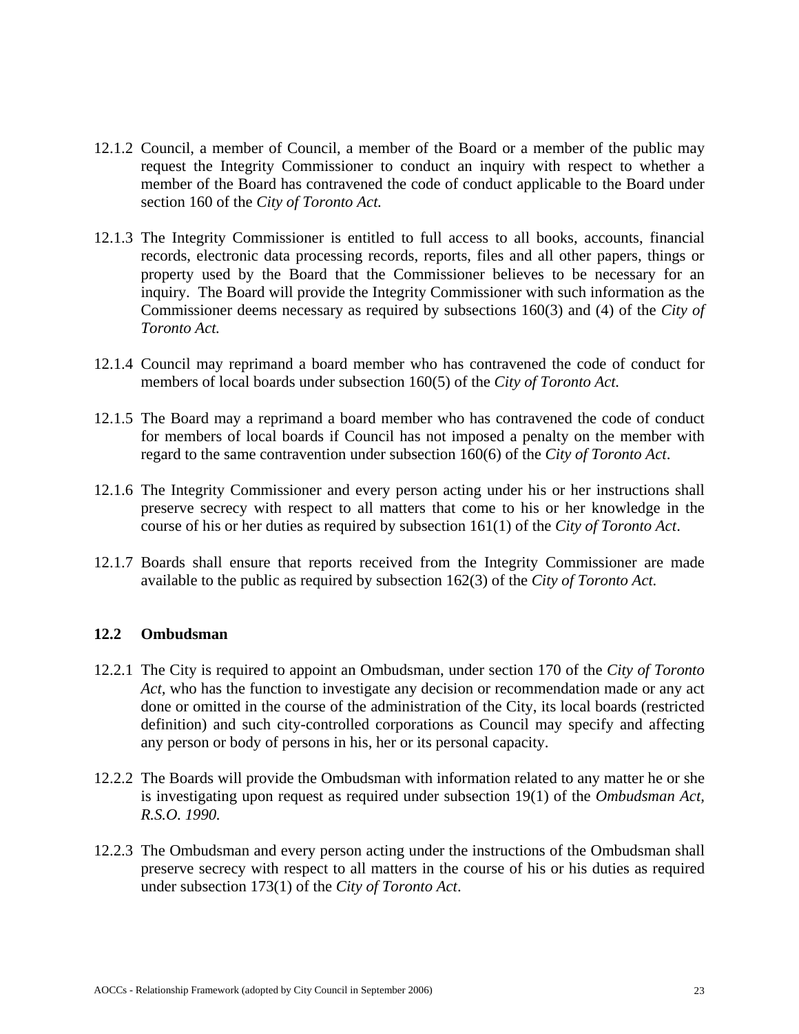12.1.2 Council, a member of Council, a member of the Board or a member of the public may request the Integrity Commissioner to conduct an inquiry with respect to whether a member of the Board has contravened the code of conduct applicable to the Board under section 160 of the *City of Toronto Act.*

12.1.3 The Integrity Commissioner is entitled to full access to all books, accounts, financial records, electronic data processing records, reports, files and all other papers, things or property used by the Board that the Commissioner believes to be necessary for an inquiry. The Board will provide the Integrity Commissioner with such information as the Commissioner deems necessary as required by subsections 160(3) and (4) of the *City of Toronto Act.*

12.1.4 Council may reprimand a board member who has contravened the code of conduct for members of local boards under subsection 160(5) of the *City of Toronto Act.*

12.1.5 The Board may a reprimand a board member who has contravened the code of conduct for members of local boards if Council has not imposed a penalty on the member with regard to the same contravention under subsection 160(6) of the *City of Toronto Act*.

12.1.6 The Integrity Commissioner and every person acting under his or her instructions shall preserve secrecy with respect to all matters that come to his or her knowledge in the course of his or her duties as required by subsection 161(1) of the *City of Toronto Act*.

12.1.7 Boards shall ensure that reports received from the Integrity Commissioner are made available to the public as required by subsection 162(3) of the *City of Toronto Act.*

### 12.2 Ombudsman

12.2.1 The City is required to appoint an Ombudsman, under section 170 of the *City of Toronto Act,* who has the function to investigate any decision or recommendation made or any act done or omitted in the course of the administration of the City, its local boards (restricted definition) and such city-controlled corporations as Council may specify and affecting any person or body of persons in his, her or its personal capacity.

12.2.2 The Boards will provide the Ombudsman with information related to any matter he or she is investigating upon request as required under subsection 19(1) of the *Ombudsman Act, R.S.O. 1990.*

12.2.3 The Ombudsman and every person acting under the instructions of the Ombudsman shall preserve secrecy with respect to all matters in the course of his or his duties as required under subsection 173(1) of the *City of Toronto Act*.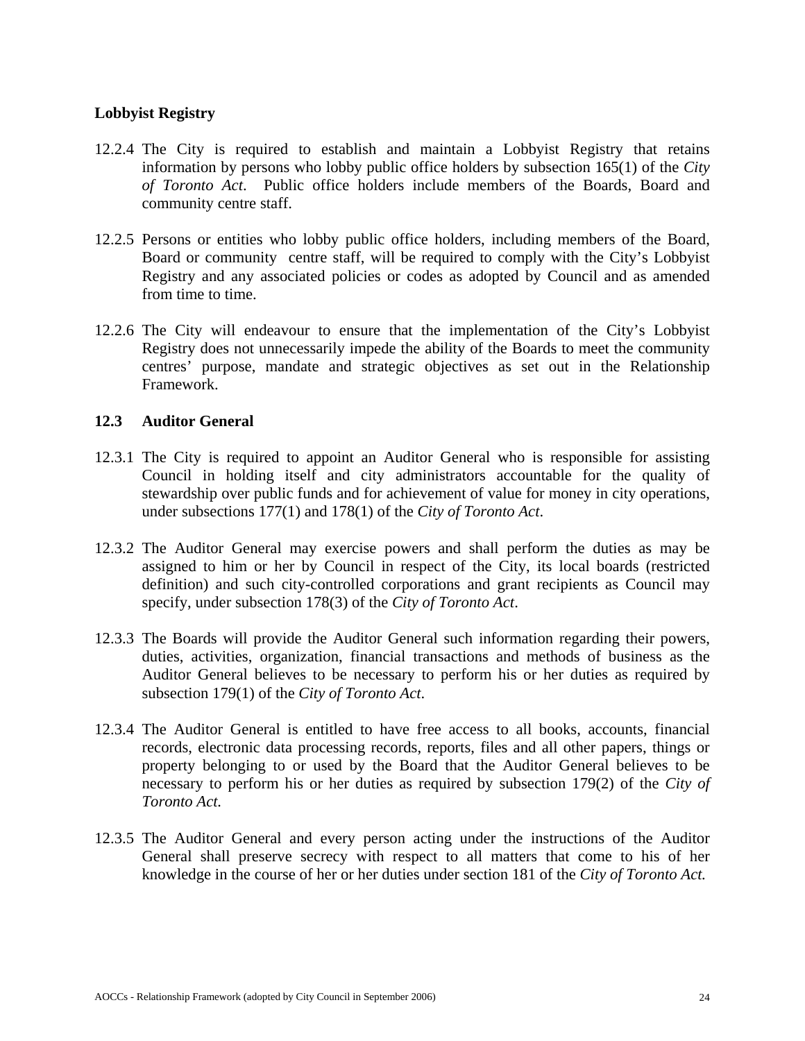**Lobbyist Registry**

12.2.4 The City is required to establish and maintain a Lobbyist Registry that retains information by persons who lobby public office holders by subsection 165(1) of the *City of Toronto Act*. Public office holders include members of the Boards, Board and community centre staff.

12.2.5 Persons or entities who lobby public office holders, including members of the Board, Board or community centre staff, will be required to comply with the City's Lobbyist Registry and any associated policies or codes as adopted by Council and as amended from time to time.

12.2.6 The City will endeavour to ensure that the implementation of the City's Lobbyist Registry does not unnecessarily impede the ability of the Boards to meet the community centres' purpose, mandate and strategic objectives as set out in the Relationship Framework.

**12.3 Auditor General**

12.3.1 The City is required to appoint an Auditor General who is responsible for assisting Council in holding itself and city administrators accountable for the quality of stewardship over public funds and for achievement of value for money in city operations, under subsections 177(1) and 178(1) of the *City of Toronto Act*.

12.3.2 The Auditor General may exercise powers and shall perform the duties as may be assigned to him or her by Council in respect of the City, its local boards (restricted definition) and such city-controlled corporations and grant recipients as Council may specify, under subsection 178(3) of the *City of Toronto Act*.

12.3.3 The Boards will provide the Auditor General such information regarding their powers, duties, activities, organization, financial transactions and methods of business as the Auditor General believes to be necessary to perform his or her duties as required by subsection 179(1) of the *City of Toronto Act*.

12.3.4 The Auditor General is entitled to have free access to all books, accounts, financial records, electronic data processing records, reports, files and all other papers, things or property belonging to or used by the Board that the Auditor General believes to be necessary to perform his or her duties as required by subsection 179(2) of the *City of Toronto Act.*

12.3.5 The Auditor General and every person acting under the instructions of the Auditor General shall preserve secrecy with respect to all matters that come to his of her knowledge in the course of her or her duties under section 181 of the *City of Toronto Act.*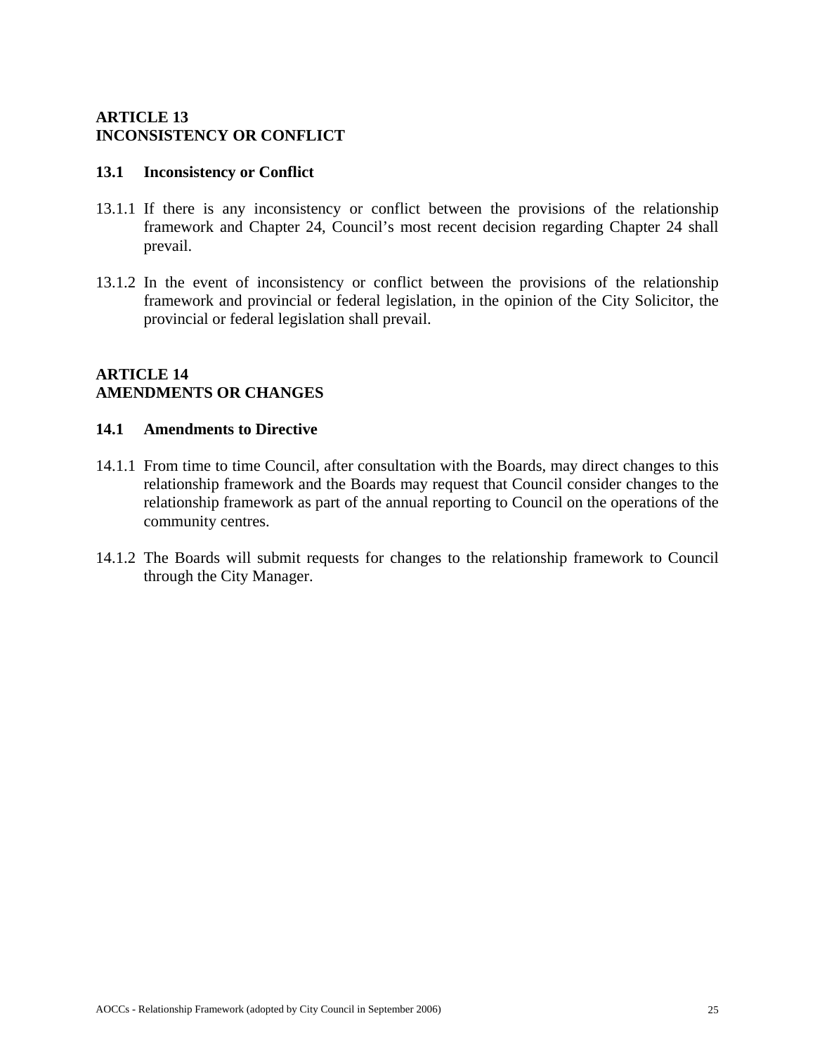## ARTICLE 13
## INCONSISTENCY OR CONFLICT

### 13.1 Inconsistency or Conflict

13.1.1 If there is any inconsistency or conflict between the provisions of the relationship framework and Chapter 24, Council's most recent decision regarding Chapter 24 shall prevail.

13.1.2 In the event of inconsistency or conflict between the provisions of the relationship framework and provincial or federal legislation, in the opinion of the City Solicitor, the provincial or federal legislation shall prevail.

## ARTICLE 14
## AMENDMENTS OR CHANGES

### 14.1 Amendments to Directive

14.1.1 From time to time Council, after consultation with the Boards, may direct changes to this relationship framework and the Boards may request that Council consider changes to the relationship framework as part of the annual reporting to Council on the operations of the community centres.

14.1.2 The Boards will submit requests for changes to the relationship framework to Council through the City Manager.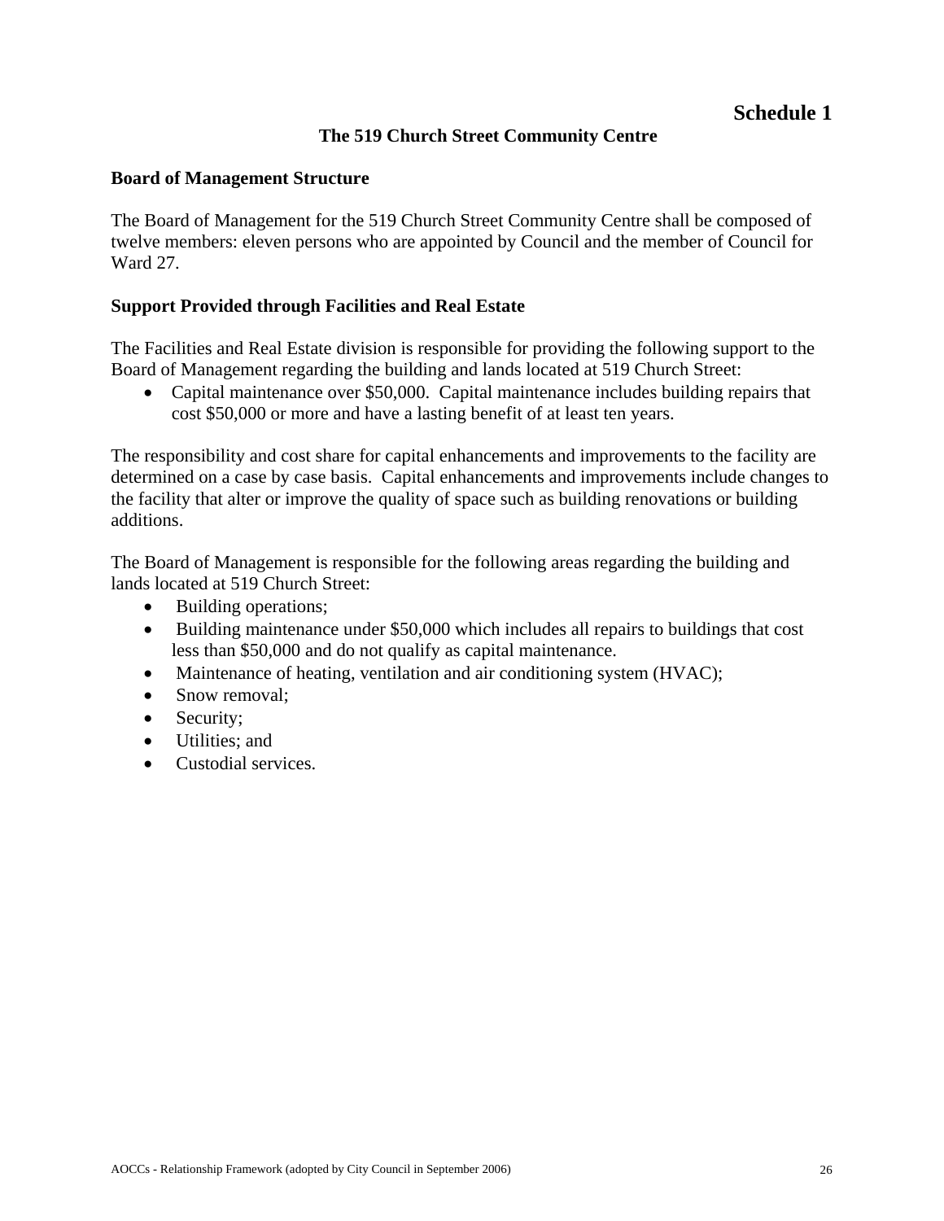# Schedule 1

## The 519 Church Street Community Centre

### Board of Management Structure

The Board of Management for the 519 Church Street Community Centre shall be composed of twelve members: eleven persons who are appointed by Council and the member of Council for Ward 27.

### Support Provided through Facilities and Real Estate

The Facilities and Real Estate division is responsible for providing the following support to the Board of Management regarding the building and lands located at 519 Church Street:

- Capital maintenance over $50,000. Capital maintenance includes building repairs that cost $50,000 or more and have a lasting benefit of at least ten years.

The responsibility and cost share for capital enhancements and improvements to the facility are determined on a case by case basis. Capital enhancements and improvements include changes to the facility that alter or improve the quality of space such as building renovations or building additions.

The Board of Management is responsible for the following areas regarding the building and lands located at 519 Church Street:

- Building operations;
- Building maintenance under $50,000 which includes all repairs to buildings that cost less than $50,000 and do not qualify as capital maintenance.
- Maintenance of heating, ventilation and air conditioning system (HVAC);
- Snow removal;
- Security;
- Utilities; and
- Custodial services.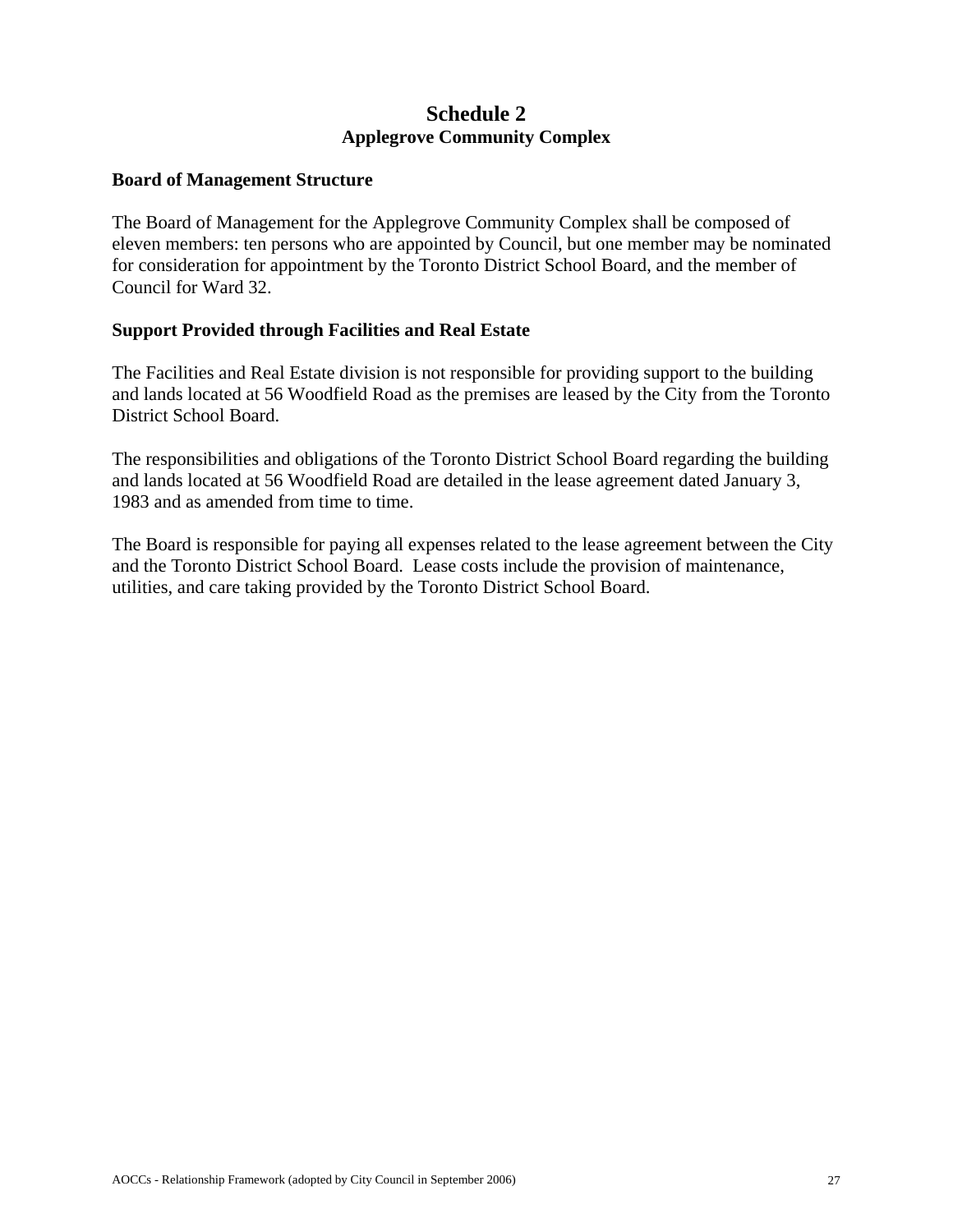# Schedule 2
## Applegrove Community Complex

### Board of Management Structure

The Board of Management for the Applegrove Community Complex shall be composed of eleven members: ten persons who are appointed by Council, but one member may be nominated for consideration for appointment by the Toronto District School Board, and the member of Council for Ward 32.

### Support Provided through Facilities and Real Estate

The Facilities and Real Estate division is not responsible for providing support to the building and lands located at 56 Woodfield Road as the premises are leased by the City from the Toronto District School Board.

The responsibilities and obligations of the Toronto District School Board regarding the building and lands located at 56 Woodfield Road are detailed in the lease agreement dated January 3, 1983 and as amended from time to time.

The Board is responsible for paying all expenses related to the lease agreement between the City and the Toronto District School Board. Lease costs include the provision of maintenance, utilities, and care taking provided by the Toronto District School Board.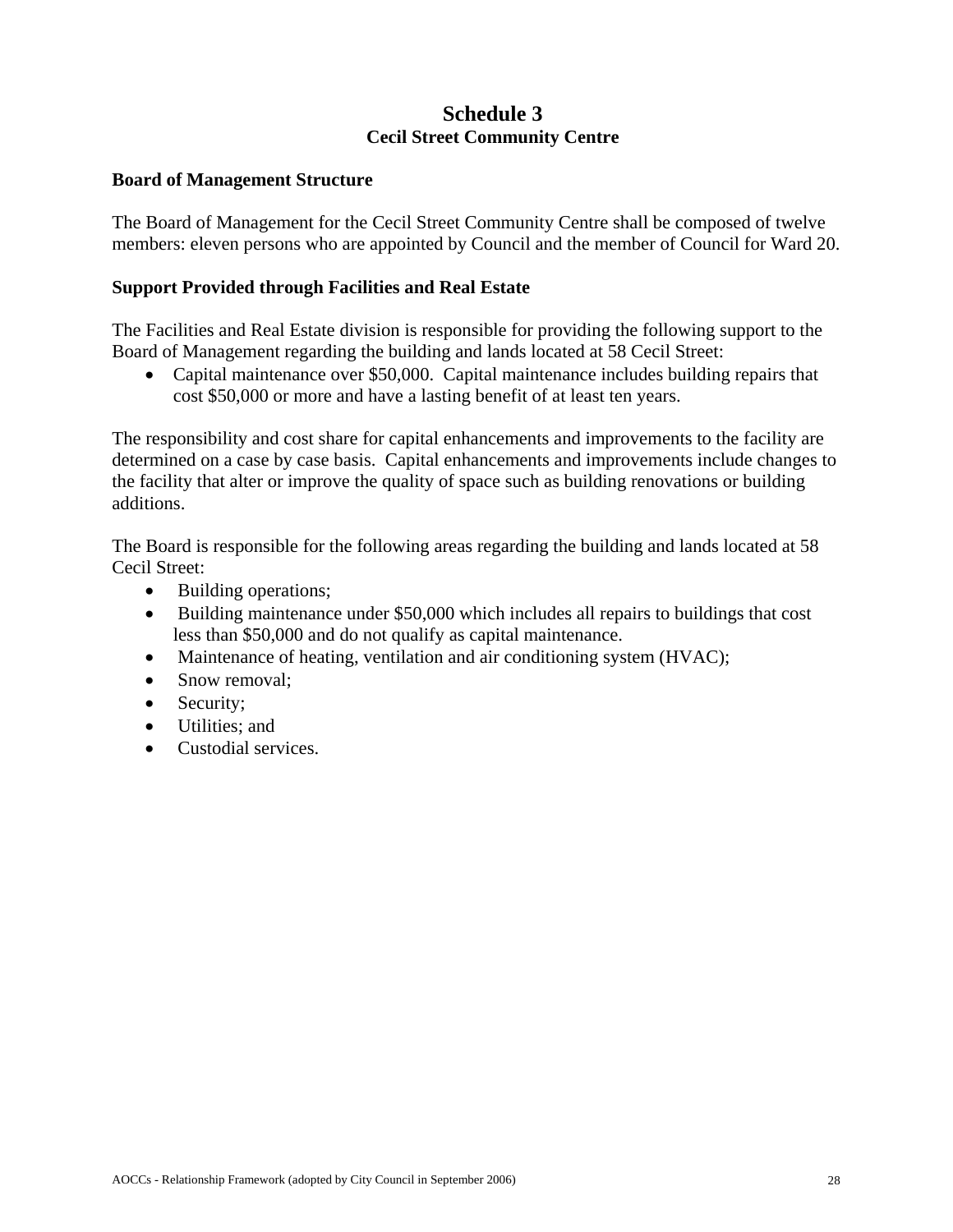# Schedule 3
## Cecil Street Community Centre

### Board of Management Structure

The Board of Management for the Cecil Street Community Centre shall be composed of twelve members: eleven persons who are appointed by Council and the member of Council for Ward 20.

### Support Provided through Facilities and Real Estate

The Facilities and Real Estate division is responsible for providing the following support to the Board of Management regarding the building and lands located at 58 Cecil Street:

- Capital maintenance over $50,000. Capital maintenance includes building repairs that cost $50,000 or more and have a lasting benefit of at least ten years.

The responsibility and cost share for capital enhancements and improvements to the facility are determined on a case by case basis. Capital enhancements and improvements include changes to the facility that alter or improve the quality of space such as building renovations or building additions.

The Board is responsible for the following areas regarding the building and lands located at 58 Cecil Street:

- Building operations;
- Building maintenance under $50,000 which includes all repairs to buildings that cost less than $50,000 and do not qualify as capital maintenance.
- Maintenance of heating, ventilation and air conditioning system (HVAC);
- Snow removal;
- Security;
- Utilities; and
- Custodial services.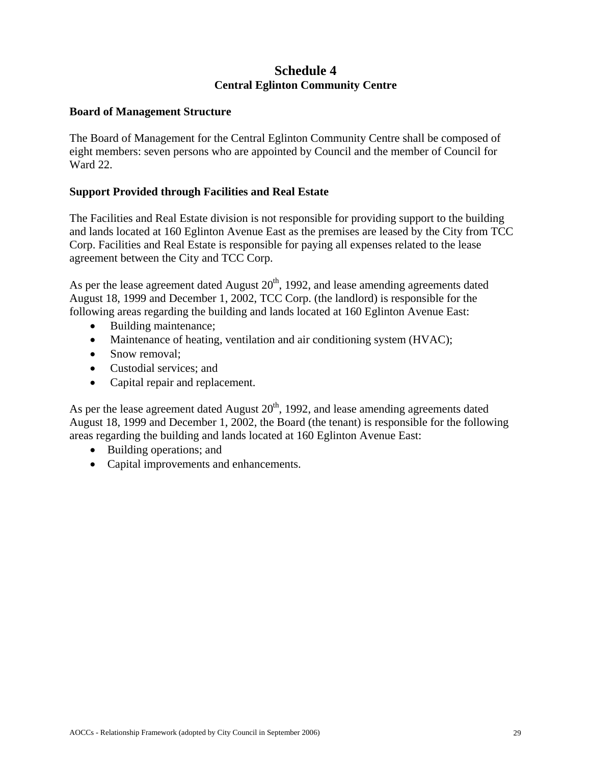# Schedule 4
## Central Eglinton Community Centre

### Board of Management Structure

The Board of Management for the Central Eglinton Community Centre shall be composed of eight members: seven persons who are appointed by Council and the member of Council for Ward 22.

### Support Provided through Facilities and Real Estate

The Facilities and Real Estate division is not responsible for providing support to the building and lands located at 160 Eglinton Avenue East as the premises are leased by the City from TCC Corp. Facilities and Real Estate is responsible for paying all expenses related to the lease agreement between the City and TCC Corp.

As per the lease agreement dated August 20th, 1992, and lease amending agreements dated August 18, 1999 and December 1, 2002, TCC Corp. (the landlord) is responsible for the following areas regarding the building and lands located at 160 Eglinton Avenue East:

- Building maintenance;
- Maintenance of heating, ventilation and air conditioning system (HVAC);
- Snow removal;
- Custodial services; and
- Capital repair and replacement.

As per the lease agreement dated August 20th, 1992, and lease amending agreements dated August 18, 1999 and December 1, 2002, the Board (the tenant) is responsible for the following areas regarding the building and lands located at 160 Eglinton Avenue East:

- Building operations; and
- Capital improvements and enhancements.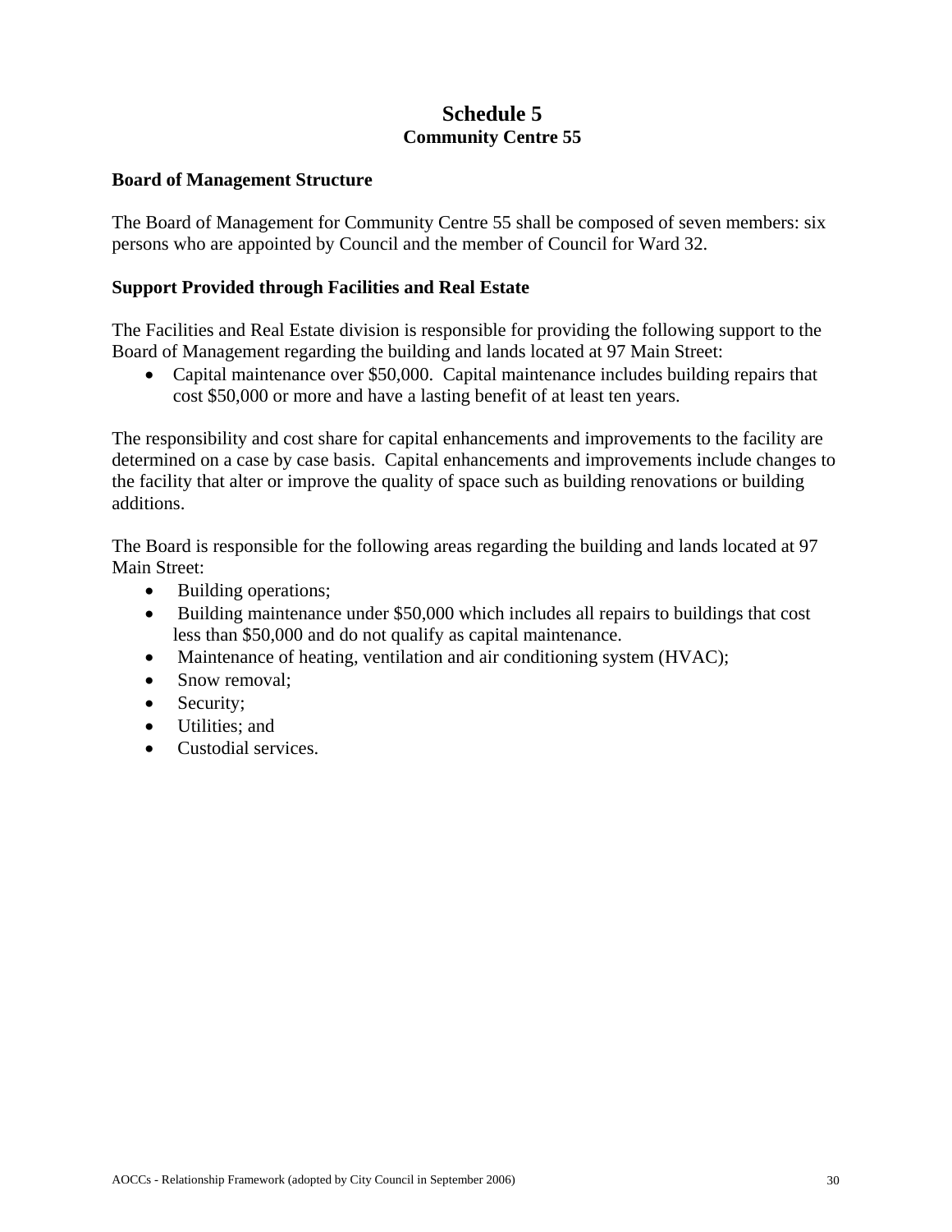# Schedule 5
## Community Centre 55

### Board of Management Structure

The Board of Management for Community Centre 55 shall be composed of seven members: six persons who are appointed by Council and the member of Council for Ward 32.

### Support Provided through Facilities and Real Estate

The Facilities and Real Estate division is responsible for providing the following support to the Board of Management regarding the building and lands located at 97 Main Street:

- Capital maintenance over $50,000. Capital maintenance includes building repairs that cost $50,000 or more and have a lasting benefit of at least ten years.

The responsibility and cost share for capital enhancements and improvements to the facility are determined on a case by case basis. Capital enhancements and improvements include changes to the facility that alter or improve the quality of space such as building renovations or building additions.

The Board is responsible for the following areas regarding the building and lands located at 97 Main Street:

- Building operations;
- Building maintenance under $50,000 which includes all repairs to buildings that cost less than $50,000 and do not qualify as capital maintenance.
- Maintenance of heating, ventilation and air conditioning system (HVAC);
- Snow removal;
- Security;
- Utilities; and
- Custodial services.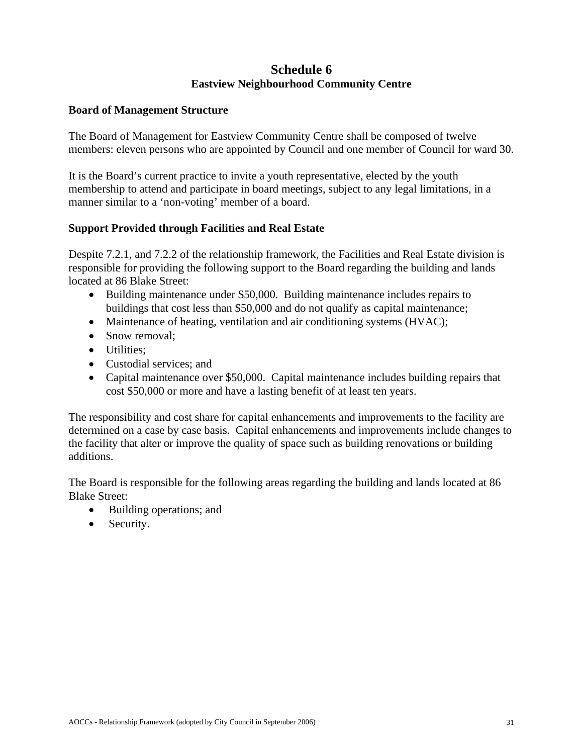# Schedule 6
## Eastview Neighbourhood Community Centre

### Board of Management Structure

The Board of Management for Eastview Community Centre shall be composed of twelve members: eleven persons who are appointed by Council and one member of Council for ward 30.

It is the Board's current practice to invite a youth representative, elected by the youth membership to attend and participate in board meetings, subject to any legal limitations, in a manner similar to a 'non-voting' member of a board.

### Support Provided through Facilities and Real Estate

Despite 7.2.1, and 7.2.2 of the relationship framework, the Facilities and Real Estate division is responsible for providing the following support to the Board regarding the building and lands located at 86 Blake Street:

- Building maintenance under $50,000. Building maintenance includes repairs to buildings that cost less than $50,000 and do not qualify as capital maintenance;
- Maintenance of heating, ventilation and air conditioning systems (HVAC);
- Snow removal;
- Utilities;
- Custodial services; and
- Capital maintenance over $50,000. Capital maintenance includes building repairs that cost $50,000 or more and have a lasting benefit of at least ten years.

The responsibility and cost share for capital enhancements and improvements to the facility are determined on a case by case basis. Capital enhancements and improvements include changes to the facility that alter or improve the quality of space such as building renovations or building additions.

The Board is responsible for the following areas regarding the building and lands located at 86 Blake Street:

- Building operations; and
- Security.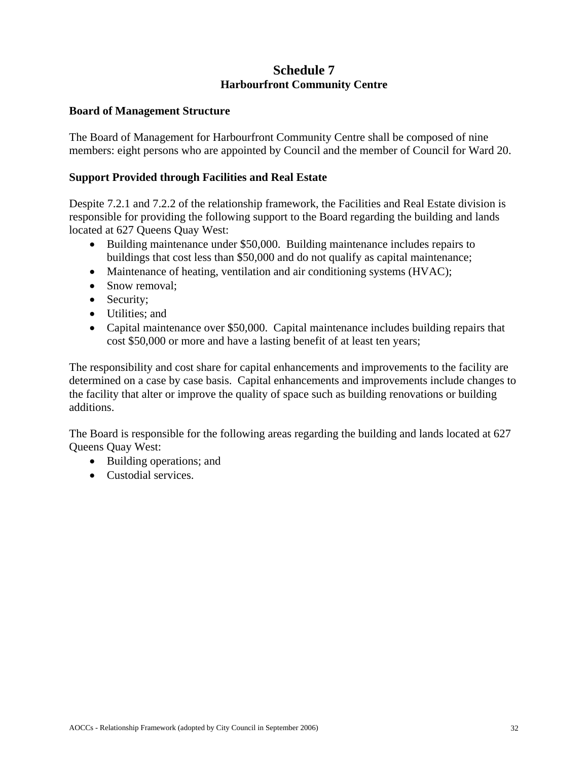# Schedule 7
## Harbourfront Community Centre

### Board of Management Structure

The Board of Management for Harbourfront Community Centre shall be composed of nine members: eight persons who are appointed by Council and the member of Council for Ward 20.

### Support Provided through Facilities and Real Estate

Despite 7.2.1 and 7.2.2 of the relationship framework, the Facilities and Real Estate division is responsible for providing the following support to the Board regarding the building and lands located at 627 Queens Quay West:

- Building maintenance under $50,000. Building maintenance includes repairs to buildings that cost less than $50,000 and do not qualify as capital maintenance;
- Maintenance of heating, ventilation and air conditioning systems (HVAC);
- Snow removal;
- Security;
- Utilities; and
- Capital maintenance over $50,000. Capital maintenance includes building repairs that cost $50,000 or more and have a lasting benefit of at least ten years;

The responsibility and cost share for capital enhancements and improvements to the facility are determined on a case by case basis. Capital enhancements and improvements include changes to the facility that alter or improve the quality of space such as building renovations or building additions.

The Board is responsible for the following areas regarding the building and lands located at 627 Queens Quay West:

- Building operations; and
- Custodial services.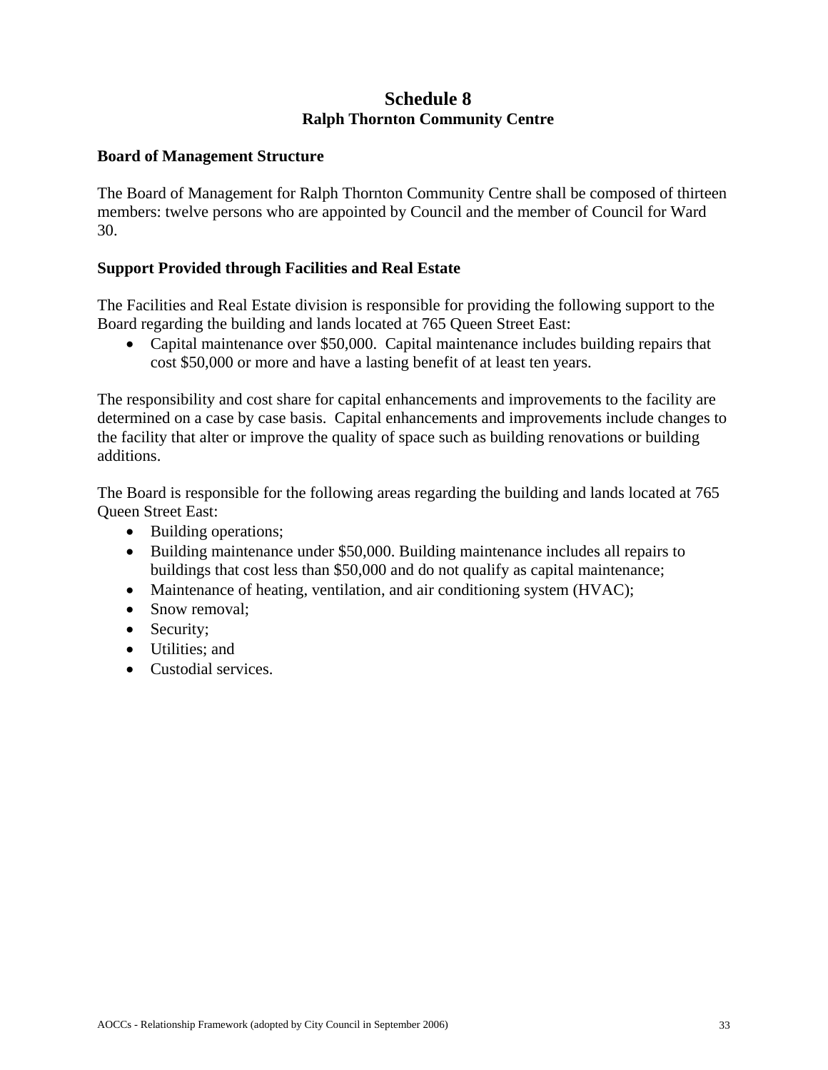# Schedule 8
## Ralph Thornton Community Centre

### Board of Management Structure

The Board of Management for Ralph Thornton Community Centre shall be composed of thirteen members: twelve persons who are appointed by Council and the member of Council for Ward 30.

### Support Provided through Facilities and Real Estate

The Facilities and Real Estate division is responsible for providing the following support to the Board regarding the building and lands located at 765 Queen Street East:

- Capital maintenance over $50,000. Capital maintenance includes building repairs that cost $50,000 or more and have a lasting benefit of at least ten years.

The responsibility and cost share for capital enhancements and improvements to the facility are determined on a case by case basis. Capital enhancements and improvements include changes to the facility that alter or improve the quality of space such as building renovations or building additions.

The Board is responsible for the following areas regarding the building and lands located at 765 Queen Street East:

- Building operations;
- Building maintenance under $50,000. Building maintenance includes all repairs to buildings that cost less than $50,000 and do not qualify as capital maintenance;
- Maintenance of heating, ventilation, and air conditioning system (HVAC);
- Snow removal;
- Security;
- Utilities; and
- Custodial services.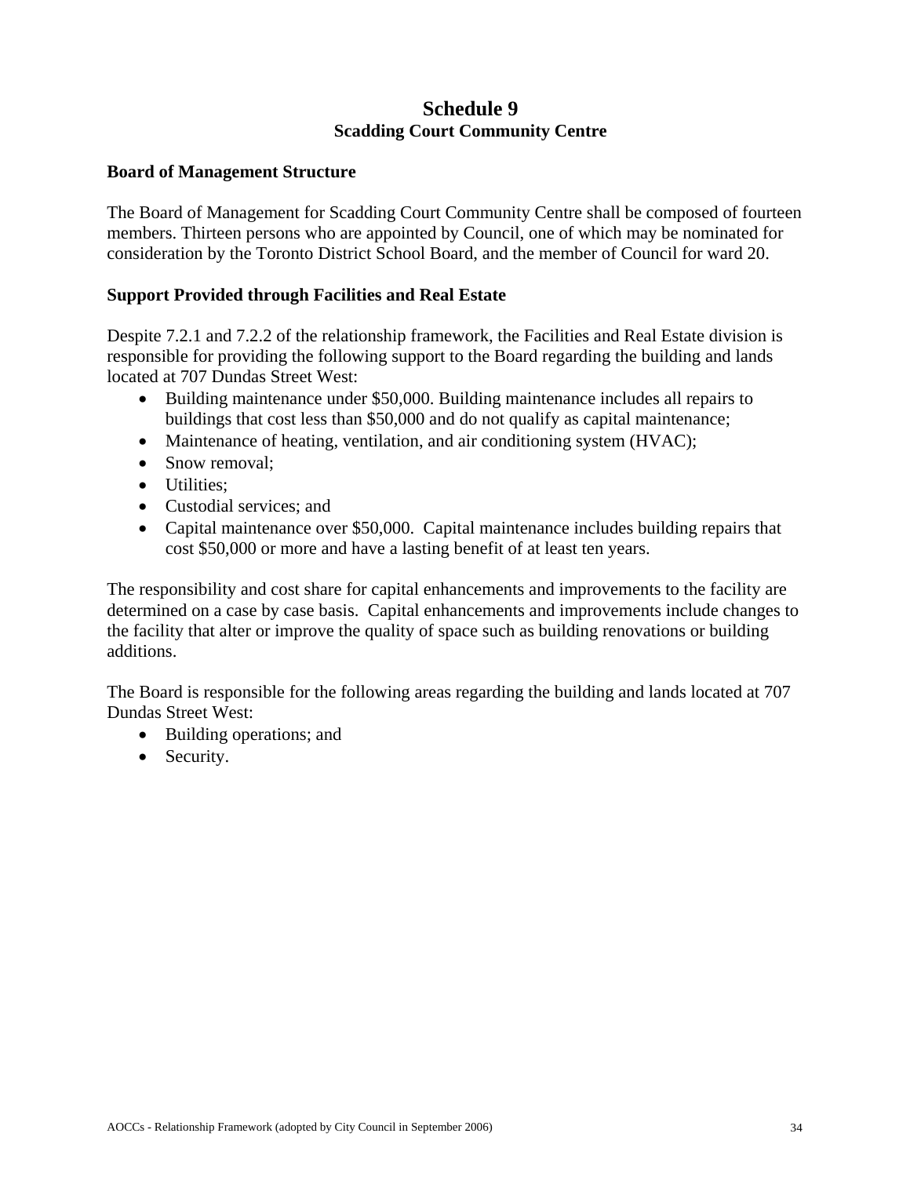# Schedule 9
## Scadding Court Community Centre

### Board of Management Structure

The Board of Management for Scadding Court Community Centre shall be composed of fourteen members. Thirteen persons who are appointed by Council, one of which may be nominated for consideration by the Toronto District School Board, and the member of Council for ward 20.

### Support Provided through Facilities and Real Estate

Despite 7.2.1 and 7.2.2 of the relationship framework, the Facilities and Real Estate division is responsible for providing the following support to the Board regarding the building and lands located at 707 Dundas Street West:

- Building maintenance under $50,000. Building maintenance includes all repairs to buildings that cost less than $50,000 and do not qualify as capital maintenance;
- Maintenance of heating, ventilation, and air conditioning system (HVAC);
- Snow removal;
- Utilities;
- Custodial services; and
- Capital maintenance over $50,000. Capital maintenance includes building repairs that cost $50,000 or more and have a lasting benefit of at least ten years.

The responsibility and cost share for capital enhancements and improvements to the facility are determined on a case by case basis. Capital enhancements and improvements include changes to the facility that alter or improve the quality of space such as building renovations or building additions.

The Board is responsible for the following areas regarding the building and lands located at 707 Dundas Street West:

- Building operations; and
- Security.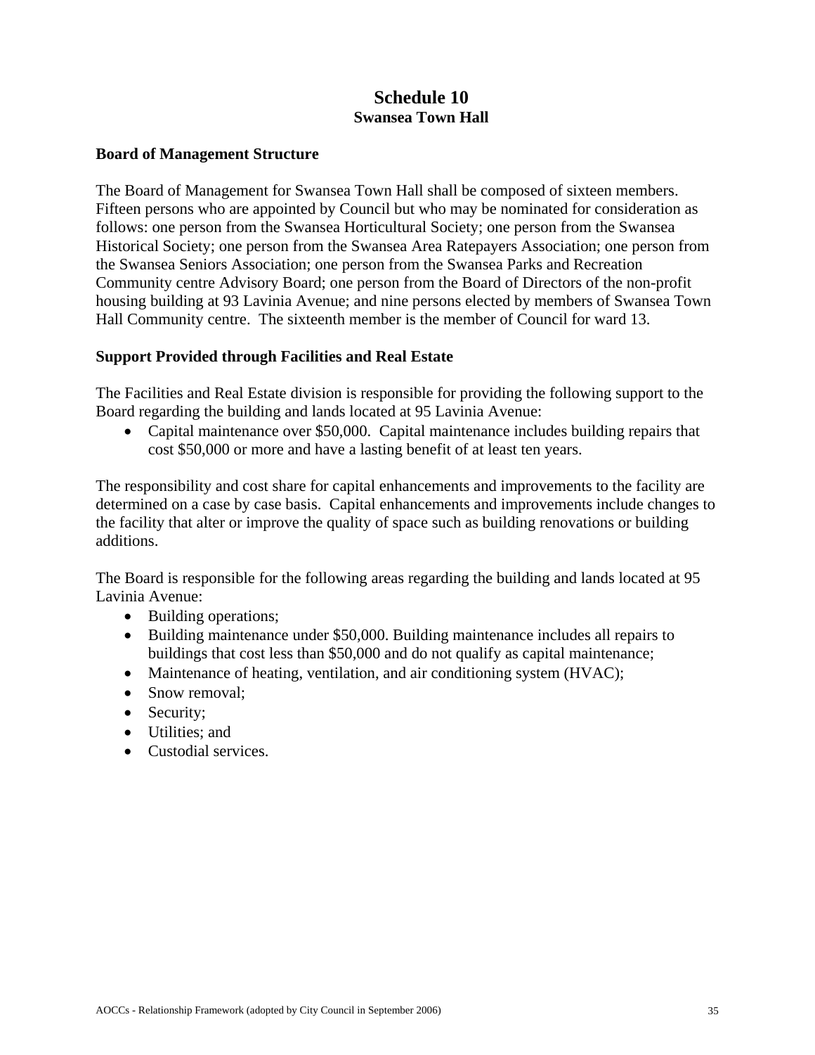# Schedule 10
## Swansea Town Hall

### Board of Management Structure

The Board of Management for Swansea Town Hall shall be composed of sixteen members. Fifteen persons who are appointed by Council but who may be nominated for consideration as follows: one person from the Swansea Horticultural Society; one person from the Swansea Historical Society; one person from the Swansea Area Ratepayers Association; one person from the Swansea Seniors Association; one person from the Swansea Parks and Recreation Community centre Advisory Board; one person from the Board of Directors of the non-profit housing building at 93 Lavinia Avenue; and nine persons elected by members of Swansea Town Hall Community centre. The sixteenth member is the member of Council for ward 13.

### Support Provided through Facilities and Real Estate

The Facilities and Real Estate division is responsible for providing the following support to the Board regarding the building and lands located at 95 Lavinia Avenue:

- Capital maintenance over $50,000. Capital maintenance includes building repairs that cost $50,000 or more and have a lasting benefit of at least ten years.

The responsibility and cost share for capital enhancements and improvements to the facility are determined on a case by case basis. Capital enhancements and improvements include changes to the facility that alter or improve the quality of space such as building renovations or building additions.

The Board is responsible for the following areas regarding the building and lands located at 95 Lavinia Avenue:

- Building operations;
- Building maintenance under $50,000. Building maintenance includes all repairs to buildings that cost less than $50,000 and do not qualify as capital maintenance;
- Maintenance of heating, ventilation, and air conditioning system (HVAC);
- Snow removal;
- Security;
- Utilities; and
- Custodial services.